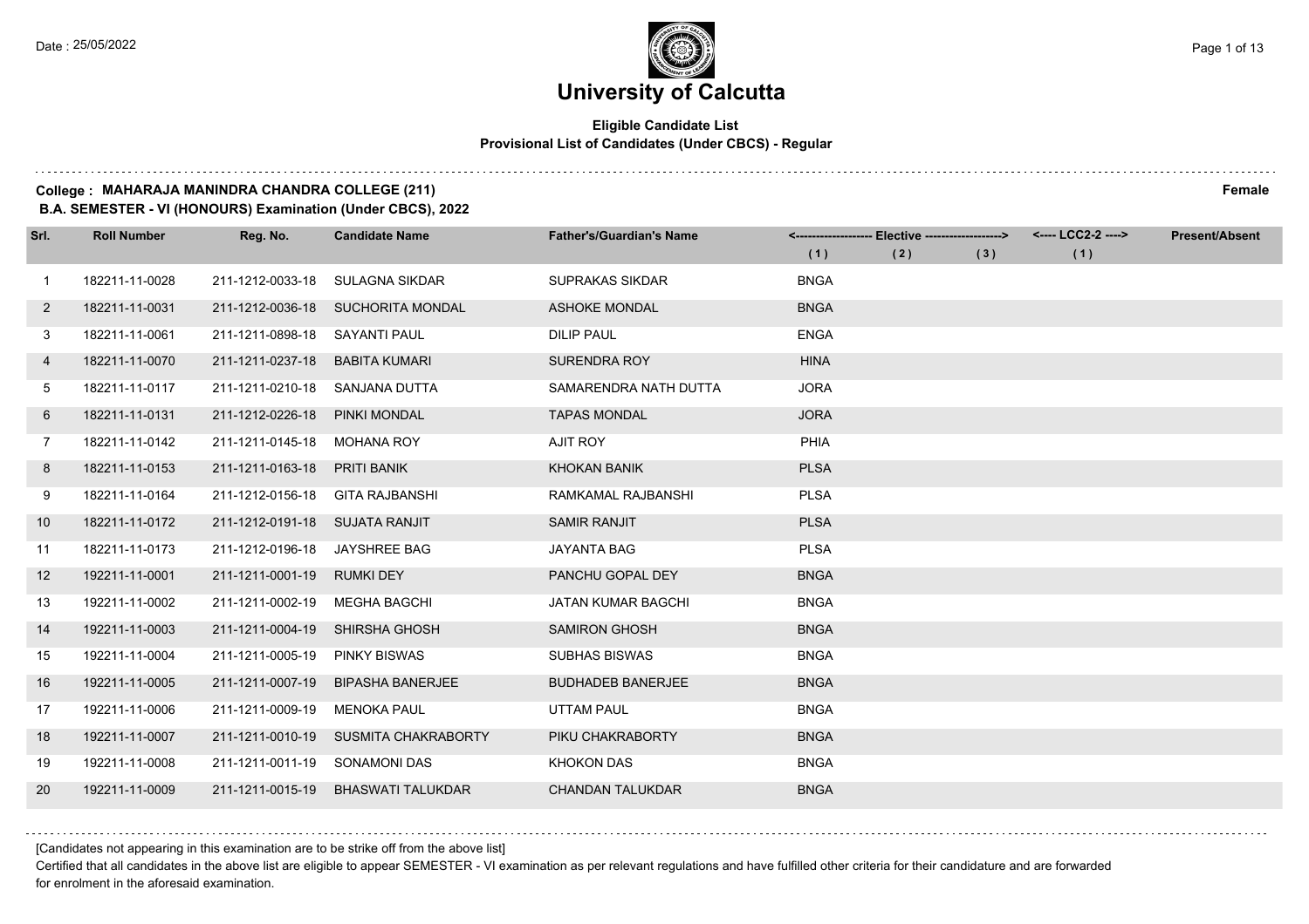# University of Calcutta

**Eligible Candidate List**
**Provisional List of Candidates (Under CBCS) - Regular**

**College : MAHARAJA MANINDRA CHANDRA COLLEGE (211)** **Female**
**B.A. SEMESTER - VI (HONOURS) Examination (Under CBCS), 2022**

| Srl. | Roll Number | Reg. No. | Candidate Name | Father's/Guardian's Name | <------------------- Elective -------------------> | | | <---- LCC2-2 ----> | Present/Absent |
|---|---|---|---|---|---|---|---|---|---|
| | | | | | (1) | (2) | (3) | (1) | |
| 1 | 182211-11-0028 | 211-1212-0033-18 | SULAGNA SIKDAR | SUPRAKAS SIKDAR | BNGA | | | | |
| 2 | 182211-11-0031 | 211-1212-0036-18 | SUCHORITA MONDAL | ASHOKE MONDAL | BNGA | | | | |
| 3 | 182211-11-0061 | 211-1211-0898-18 | SAYANTI PAUL | DILIP PAUL | ENGA | | | | |
| 4 | 182211-11-0070 | 211-1211-0237-18 | BABITA KUMARI | SURENDRA ROY | HINA | | | | |
| 5 | 182211-11-0117 | 211-1211-0210-18 | SANJANA DUTTA | SAMARENDRA NATH DUTTA | JORA | | | | |
| 6 | 182211-11-0131 | 211-1212-0226-18 | PINKI MONDAL | TAPAS MONDAL | JORA | | | | |
| 7 | 182211-11-0142 | 211-1211-0145-18 | MOHANA ROY | AJIT ROY | PHIA | | | | |
| 8 | 182211-11-0153 | 211-1211-0163-18 | PRITI BANIK | KHOKAN BANIK | PLSA | | | | |
| 9 | 182211-11-0164 | 211-1212-0156-18 | GITA RAJBANSHI | RAMKAMAL RAJBANSHI | PLSA | | | | |
| 10 | 182211-11-0172 | 211-1212-0191-18 | SUJATA RANJIT | SAMIR RANJIT | PLSA | | | | |
| 11 | 182211-11-0173 | 211-1212-0196-18 | JAYSHREE BAG | JAYANTA BAG | PLSA | | | | |
| 12 | 192211-11-0001 | 211-1211-0001-19 | RUMKI DEY | PANCHU GOPAL DEY | BNGA | | | | |
| 13 | 192211-11-0002 | 211-1211-0002-19 | MEGHA BAGCHI | JATAN KUMAR BAGCHI | BNGA | | | | |
| 14 | 192211-11-0003 | 211-1211-0004-19 | SHIRSHA GHOSH | SAMIRON GHOSH | BNGA | | | | |
| 15 | 192211-11-0004 | 211-1211-0005-19 | PINKY BISWAS | SUBHAS BISWAS | BNGA | | | | |
| 16 | 192211-11-0005 | 211-1211-0007-19 | BIPASHA BANERJEE | BUDHADEB BANERJEE | BNGA | | | | |
| 17 | 192211-11-0006 | 211-1211-0009-19 | MENOKA PAUL | UTTAM PAUL | BNGA | | | | |
| 18 | 192211-11-0007 | 211-1211-0010-19 | SUSMITA CHAKRABORTY | PIKU CHAKRABORTY | BNGA | | | | |
| 19 | 192211-11-0008 | 211-1211-0011-19 | SONAMONI DAS | KHOKON DAS | BNGA | | | | |
| 20 | 192211-11-0009 | 211-1211-0015-19 | BHASWATI TALUKDAR | CHANDAN TALUKDAR | BNGA | | | | |

[Candidates not appearing in this examination are to be strike off from the above list]

Certified that all candidates in the above list are eligible to appear SEMESTER - VI examination as per relevant regulations and have fulfilled other criteria for their candidature and are forwarded for enrolment in the aforesaid examination.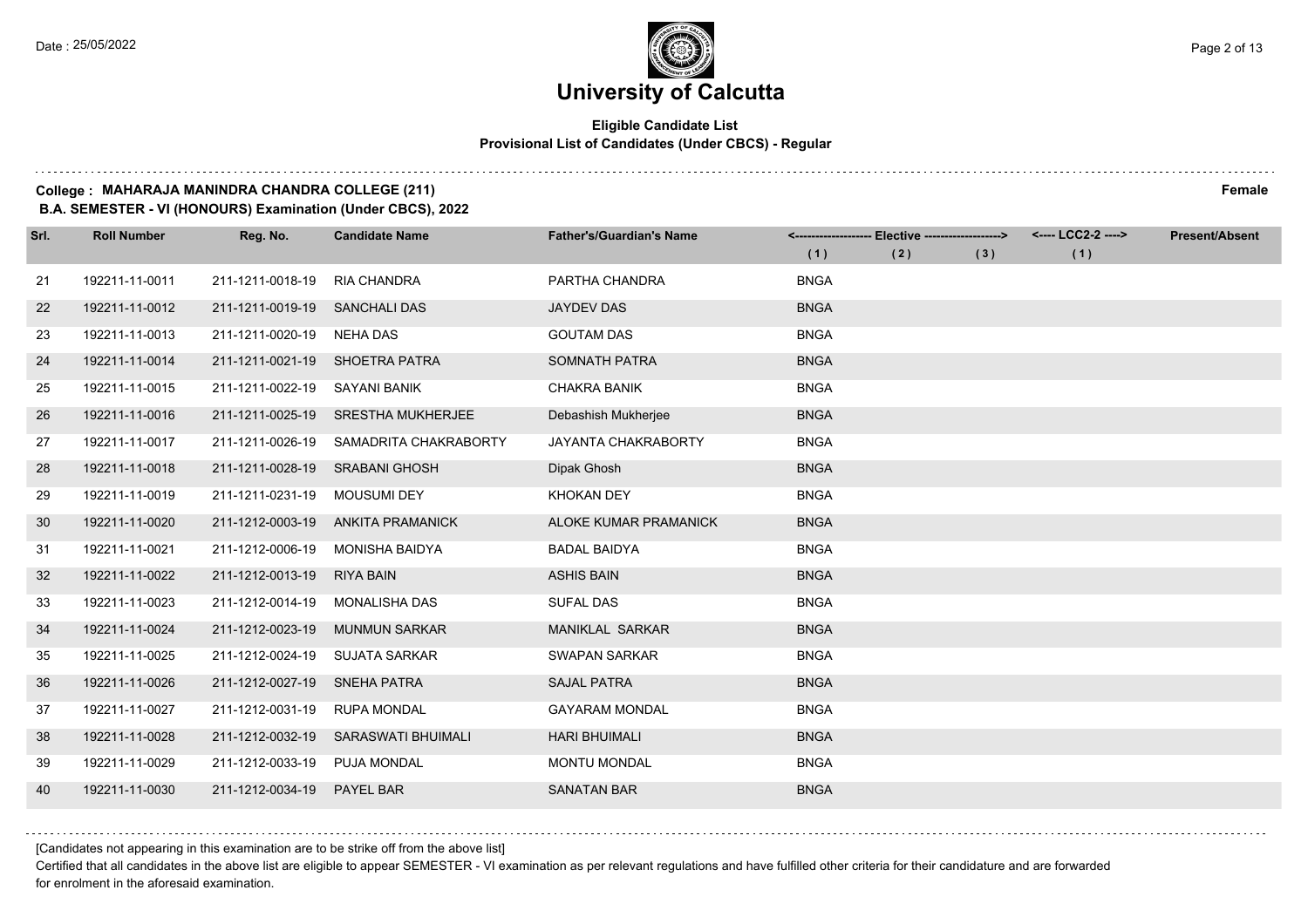# University of Calcutta

**Eligible Candidate List**
**Provisional List of Candidates (Under CBCS) - Regular**

**College : MAHARAJA MANINDRA CHANDRA COLLEGE (211)** **Female**
**B.A. SEMESTER - VI (HONOURS) Examination (Under CBCS), 2022**

| Srl. | Roll Number | Reg. No. | Candidate Name | Father's/Guardian's Name | <------------------ Elective ------------------> | | | <---- LCC2-2 ----> | Present/Absent |
|---|---|---|---|---|---|---|---|---|---|
| | | | | | (1) | (2) | (3) | (1) | |
| 21 | 192211-11-0011 | 211-1211-0018-19 | RIA CHANDRA | PARTHA CHANDRA | BNGA | | | | |
| 22 | 192211-11-0012 | 211-1211-0019-19 | SANCHALI DAS | JAYDEV DAS | BNGA | | | | |
| 23 | 192211-11-0013 | 211-1211-0020-19 | NEHA DAS | GOUTAM DAS | BNGA | | | | |
| 24 | 192211-11-0014 | 211-1211-0021-19 | SHOETRA PATRA | SOMNATH PATRA | BNGA | | | | |
| 25 | 192211-11-0015 | 211-1211-0022-19 | SAYANI BANIK | CHAKRA BANIK | BNGA | | | | |
| 26 | 192211-11-0016 | 211-1211-0025-19 | SRESTHA MUKHERJEE | Debashish Mukherjee | BNGA | | | | |
| 27 | 192211-11-0017 | 211-1211-0026-19 | SAMADRITA CHAKRABORTY | JAYANTA CHAKRABORTY | BNGA | | | | |
| 28 | 192211-11-0018 | 211-1211-0028-19 | SRABANI GHOSH | Dipak Ghosh | BNGA | | | | |
| 29 | 192211-11-0019 | 211-1211-0231-19 | MOUSUMI DEY | KHOKAN DEY | BNGA | | | | |
| 30 | 192211-11-0020 | 211-1212-0003-19 | ANKITA PRAMANICK | ALOKE KUMAR PRAMANICK | BNGA | | | | |
| 31 | 192211-11-0021 | 211-1212-0006-19 | MONISHA BAIDYA | BADAL BAIDYA | BNGA | | | | |
| 32 | 192211-11-0022 | 211-1212-0013-19 | RIYA BAIN | ASHIS BAIN | BNGA | | | | |
| 33 | 192211-11-0023 | 211-1212-0014-19 | MONALISHA DAS | SUFAL DAS | BNGA | | | | |
| 34 | 192211-11-0024 | 211-1212-0023-19 | MUNMUN SARKAR | MANIKLAL SARKAR | BNGA | | | | |
| 35 | 192211-11-0025 | 211-1212-0024-19 | SUJATA SARKAR | SWAPAN SARKAR | BNGA | | | | |
| 36 | 192211-11-0026 | 211-1212-0027-19 | SNEHA PATRA | SAJAL PATRA | BNGA | | | | |
| 37 | 192211-11-0027 | 211-1212-0031-19 | RUPA MONDAL | GAYARAM MONDAL | BNGA | | | | |
| 38 | 192211-11-0028 | 211-1212-0032-19 | SARASWATI BHUIMALI | HARI BHUIMALI | BNGA | | | | |
| 39 | 192211-11-0029 | 211-1212-0033-19 | PUJA MONDAL | MONTU MONDAL | BNGA | | | | |
| 40 | 192211-11-0030 | 211-1212-0034-19 | PAYEL BAR | SANATAN BAR | BNGA | | | | |

[Candidates not appearing in this examination are to be strike off from the above list]

Certified that all candidates in the above list are eligible to appear SEMESTER - VI examination as per relevant regulations and have fulfilled other criteria for their candidature and are forwarded for enrolment in the aforesaid examination.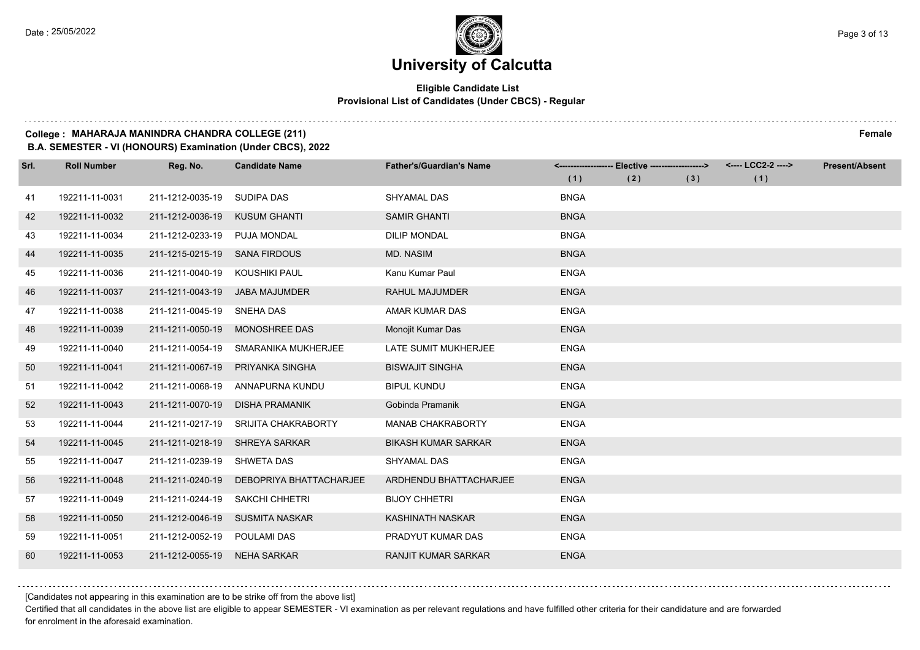# University of Calcutta

**Eligible Candidate List**
**Provisional List of Candidates (Under CBCS) - Regular**

**College : MAHARAJA MANINDRA CHANDRA COLLEGE (211)** **Female**
**B.A. SEMESTER - VI (HONOURS) Examination (Under CBCS), 2022**

| Srl. | Roll Number | Reg. No. | Candidate Name | Father's/Guardian's Name | Elective (1) | Elective (2) | Elective (3) | LCC2-2 (1) | Present/Absent |
|---|---|---|---|---|---|---|---|---|---|
| 41 | 192211-11-0031 | 211-1212-0035-19 | SUDIPA DAS | SHYAMAL DAS | BNGA | | | | |
| 42 | 192211-11-0032 | 211-1212-0036-19 | KUSUM GHANTI | SAMIR GHANTI | BNGA | | | | |
| 43 | 192211-11-0034 | 211-1212-0233-19 | PUJA MONDAL | DILIP MONDAL | BNGA | | | | |
| 44 | 192211-11-0035 | 211-1215-0215-19 | SANA FIRDOUS | MD. NASIM | BNGA | | | | |
| 45 | 192211-11-0036 | 211-1211-0040-19 | KOUSHIKI PAUL | Kanu Kumar Paul | ENGA | | | | |
| 46 | 192211-11-0037 | 211-1211-0043-19 | JABA MAJUMDER | RAHUL MAJUMDER | ENGA | | | | |
| 47 | 192211-11-0038 | 211-1211-0045-19 | SNEHA DAS | AMAR KUMAR DAS | ENGA | | | | |
| 48 | 192211-11-0039 | 211-1211-0050-19 | MONOSHREE DAS | Monojit Kumar Das | ENGA | | | | |
| 49 | 192211-11-0040 | 211-1211-0054-19 | SMARANIKA MUKHERJEE | LATE SUMIT MUKHERJEE | ENGA | | | | |
| 50 | 192211-11-0041 | 211-1211-0067-19 | PRIYANKA SINGHA | BISWAJIT SINGHA | ENGA | | | | |
| 51 | 192211-11-0042 | 211-1211-0068-19 | ANNAPURNA KUNDU | BIPUL KUNDU | ENGA | | | | |
| 52 | 192211-11-0043 | 211-1211-0070-19 | DISHA PRAMANIK | Gobinda Pramanik | ENGA | | | | |
| 53 | 192211-11-0044 | 211-1211-0217-19 | SRIJITA CHAKRABORTY | MANAB CHAKRABORTY | ENGA | | | | |
| 54 | 192211-11-0045 | 211-1211-0218-19 | SHREYA SARKAR | BIKASH KUMAR SARKAR | ENGA | | | | |
| 55 | 192211-11-0047 | 211-1211-0239-19 | SHWETA DAS | SHYAMAL DAS | ENGA | | | | |
| 56 | 192211-11-0048 | 211-1211-0240-19 | DEBOPRIYA BHATTACHARJEE | ARDHENDU BHATTACHARJEE | ENGA | | | | |
| 57 | 192211-11-0049 | 211-1211-0244-19 | SAKCHI CHHETRI | BIJOY CHHETRI | ENGA | | | | |
| 58 | 192211-11-0050 | 211-1212-0046-19 | SUSMITA NASKAR | KASHINATH NASKAR | ENGA | | | | |
| 59 | 192211-11-0051 | 211-1212-0052-19 | POULAMI DAS | PRADYUT KUMAR DAS | ENGA | | | | |
| 60 | 192211-11-0053 | 211-1212-0055-19 | NEHA SARKAR | RANJIT KUMAR SARKAR | ENGA | | | | |

[Candidates not appearing in this examination are to be strike off from the above list]

Certified that all candidates in the above list are eligible to appear SEMESTER - VI examination as per relevant regulations and have fulfilled other criteria for their candidature and are forwarded for enrolment in the aforesaid examination.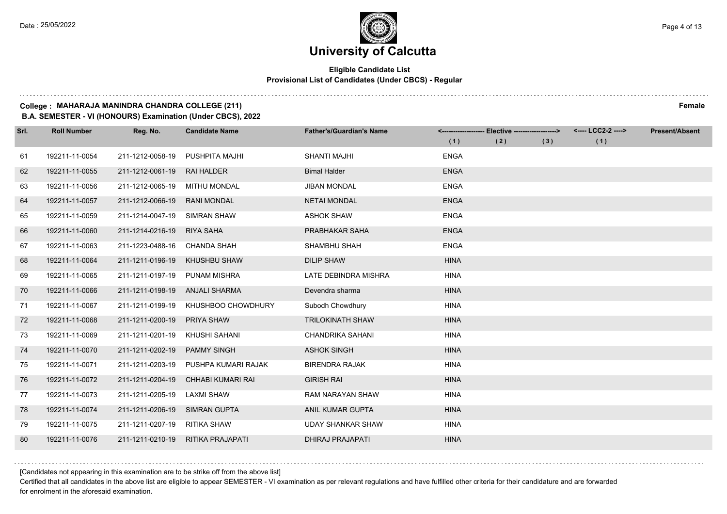# University of Calcutta

**Eligible Candidate List**
**Provisional List of Candidates (Under CBCS) - Regular**

**College : MAHARAJA MANINDRA CHANDRA COLLEGE (211)** **Female**
**B.A. SEMESTER - VI (HONOURS) Examination (Under CBCS), 2022**

| Srl. | Roll Number | Reg. No. | Candidate Name | Father's/Guardian's Name | <---- Elective ----> (1) | (2) | (3) | <---- LCC2-2 ----> (1) | Present/Absent |
|---|---|---|---|---|---|---|---|---|---|
| 61 | 192211-11-0054 | 211-1212-0058-19 | PUSHPITA MAJHI | SHANTI MAJHI | ENGA | | | | |
| 62 | 192211-11-0055 | 211-1212-0061-19 | RAI HALDER | Bimal Halder | ENGA | | | | |
| 63 | 192211-11-0056 | 211-1212-0065-19 | MITHU MONDAL | JIBAN MONDAL | ENGA | | | | |
| 64 | 192211-11-0057 | 211-1212-0066-19 | RANI MONDAL | NETAI MONDAL | ENGA | | | | |
| 65 | 192211-11-0059 | 211-1214-0047-19 | SIMRAN SHAW | ASHOK SHAW | ENGA | | | | |
| 66 | 192211-11-0060 | 211-1214-0216-19 | RIYA SAHA | PRABHAKAR SAHA | ENGA | | | | |
| 67 | 192211-11-0063 | 211-1223-0488-16 | CHANDA SHAH | SHAMBHU SHAH | ENGA | | | | |
| 68 | 192211-11-0064 | 211-1211-0196-19 | KHUSHBU SHAW | DILIP SHAW | HINA | | | | |
| 69 | 192211-11-0065 | 211-1211-0197-19 | PUNAM MISHRA | LATE DEBINDRA MISHRA | HINA | | | | |
| 70 | 192211-11-0066 | 211-1211-0198-19 | ANJALI SHARMA | Devendra sharma | HINA | | | | |
| 71 | 192211-11-0067 | 211-1211-0199-19 | KHUSHBOO CHOWDHURY | Subodh Chowdhury | HINA | | | | |
| 72 | 192211-11-0068 | 211-1211-0200-19 | PRIYA SHAW | TRILOKINATH SHAW | HINA | | | | |
| 73 | 192211-11-0069 | 211-1211-0201-19 | KHUSHI SAHANI | CHANDRIKA SAHANI | HINA | | | | |
| 74 | 192211-11-0070 | 211-1211-0202-19 | PAMMY SINGH | ASHOK SINGH | HINA | | | | |
| 75 | 192211-11-0071 | 211-1211-0203-19 | PUSHPA KUMARI RAJAK | BIRENDRA RAJAK | HINA | | | | |
| 76 | 192211-11-0072 | 211-1211-0204-19 | CHHABI KUMARI RAI | GIRISH RAI | HINA | | | | |
| 77 | 192211-11-0073 | 211-1211-0205-19 | LAXMI SHAW | RAM NARAYAN SHAW | HINA | | | | |
| 78 | 192211-11-0074 | 211-1211-0206-19 | SIMRAN GUPTA | ANIL KUMAR GUPTA | HINA | | | | |
| 79 | 192211-11-0075 | 211-1211-0207-19 | RITIKA SHAW | UDAY SHANKAR SHAW | HINA | | | | |
| 80 | 192211-11-0076 | 211-1211-0210-19 | RITIKA PRAJAPATI | DHIRAJ PRAJAPATI | HINA | | | | |

[Candidates not appearing in this examination are to be strike off from the above list]

Certified that all candidates in the above list are eligible to appear SEMESTER - VI examination as per relevant regulations and have fulfilled other criteria for their candidature and are forwarded for enrolment in the aforesaid examination.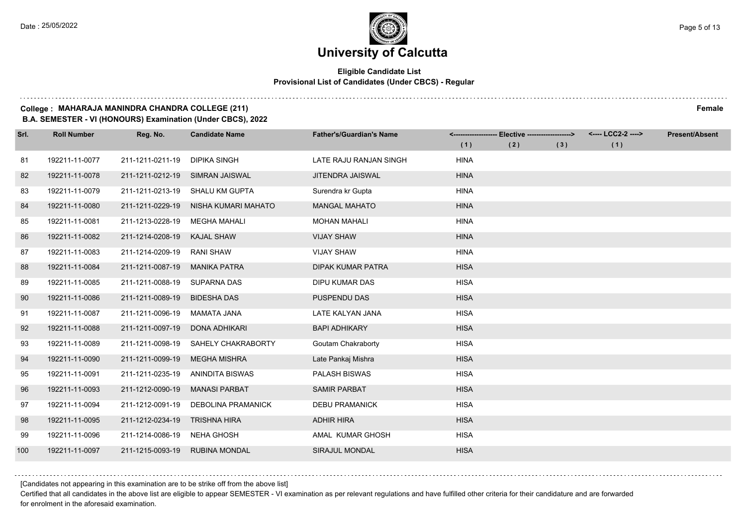# University of Calcutta

**Eligible Candidate List**
**Provisional List of Candidates (Under CBCS) - Regular**

**College : MAHARAJA MANINDRA CHANDRA COLLEGE (211)** **Female**
**B.A. SEMESTER - VI (HONOURS) Examination (Under CBCS), 2022**

| Srl. | Roll Number | Reg. No. | Candidate Name | Father's/Guardian's Name | Elective (1) | Elective (2) | Elective (3) | LCC2-2 (1) | Present/Absent |
|---|---|---|---|---|---|---|---|---|---|
| 81 | 192211-11-0077 | 211-1211-0211-19 | DIPIKA SINGH | LATE RAJU RANJAN SINGH | HINA | | | | |
| 82 | 192211-11-0078 | 211-1211-0212-19 | SIMRAN JAISWAL | JITENDRA JAISWAL | HINA | | | | |
| 83 | 192211-11-0079 | 211-1211-0213-19 | SHALU KM GUPTA | Surendra kr Gupta | HINA | | | | |
| 84 | 192211-11-0080 | 211-1211-0229-19 | NISHA KUMARI MAHATO | MANGAL MAHATO | HINA | | | | |
| 85 | 192211-11-0081 | 211-1213-0228-19 | MEGHA MAHALI | MOHAN MAHALI | HINA | | | | |
| 86 | 192211-11-0082 | 211-1214-0208-19 | KAJAL SHAW | VIJAY SHAW | HINA | | | | |
| 87 | 192211-11-0083 | 211-1214-0209-19 | RANI SHAW | VIJAY SHAW | HINA | | | | |
| 88 | 192211-11-0084 | 211-1211-0087-19 | MANIKA PATRA | DIPAK KUMAR PATRA | HISA | | | | |
| 89 | 192211-11-0085 | 211-1211-0088-19 | SUPARNA DAS | DIPU KUMAR DAS | HISA | | | | |
| 90 | 192211-11-0086 | 211-1211-0089-19 | BIDESHA DAS | PUSPENDU DAS | HISA | | | | |
| 91 | 192211-11-0087 | 211-1211-0096-19 | MAMATA JANA | LATE KALYAN JANA | HISA | | | | |
| 92 | 192211-11-0088 | 211-1211-0097-19 | DONA ADHIKARI | BAPI ADHIKARY | HISA | | | | |
| 93 | 192211-11-0089 | 211-1211-0098-19 | SAHELY CHAKRABORTY | Goutam Chakraborty | HISA | | | | |
| 94 | 192211-11-0090 | 211-1211-0099-19 | MEGHA MISHRA | Late Pankaj Mishra | HISA | | | | |
| 95 | 192211-11-0091 | 211-1211-0235-19 | ANINDITA BISWAS | PALASH BISWAS | HISA | | | | |
| 96 | 192211-11-0093 | 211-1212-0090-19 | MANASI PARBAT | SAMIR PARBAT | HISA | | | | |
| 97 | 192211-11-0094 | 211-1212-0091-19 | DEBOLINA PRAMANICK | DEBU PRAMANICK | HISA | | | | |
| 98 | 192211-11-0095 | 211-1212-0234-19 | TRISHNA HIRA | ADHIR HIRA | HISA | | | | |
| 99 | 192211-11-0096 | 211-1214-0086-19 | NEHA GHOSH | AMAL KUMAR GHOSH | HISA | | | | |
| 100 | 192211-11-0097 | 211-1215-0093-19 | RUBINA MONDAL | SIRAJUL MONDAL | HISA | | | | |

[Candidates not appearing in this examination are to be strike off from the above list]

Certified that all candidates in the above list are eligible to appear SEMESTER - VI examination as per relevant regulations and have fulfilled other criteria for their candidature and are forwarded for enrolment in the aforesaid examination.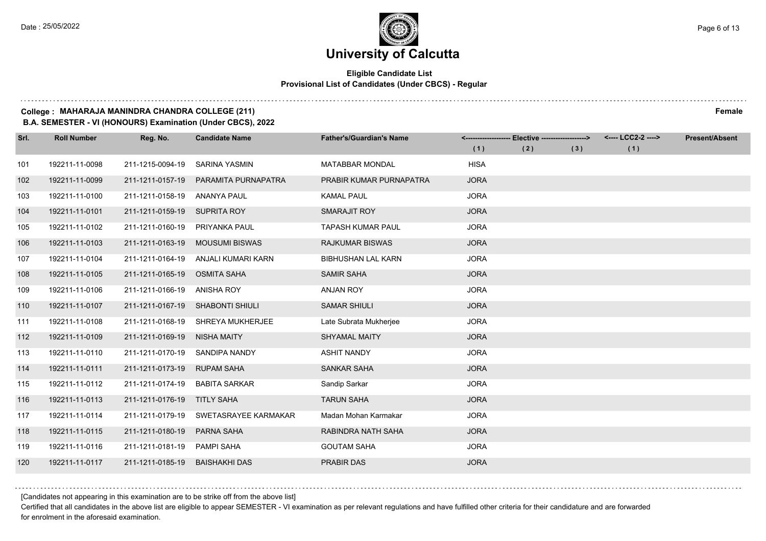# University of Calcutta

**Eligible Candidate List**
**Provisional List of Candidates (Under CBCS) - Regular**

**College : MAHARAJA MANINDRA CHANDRA COLLEGE (211)** **Female**
**B.A. SEMESTER - VI (HONOURS) Examination (Under CBCS), 2022**

| Srl. | Roll Number | Reg. No. | Candidate Name | Father's/Guardian's Name | Elective (1) | Elective (2) | Elective (3) | LCC2-2 (1) | Present/Absent |
|---|---|---|---|---|---|---|---|---|---|
| 101 | 192211-11-0098 | 211-1215-0094-19 | SARINA YASMIN | MATABBAR MONDAL | HISA | | | | |
| 102 | 192211-11-0099 | 211-1211-0157-19 | PARAMITA PURNAPATRA | PRABIR KUMAR PURNAPATRA | JORA | | | | |
| 103 | 192211-11-0100 | 211-1211-0158-19 | ANANYA PAUL | KAMAL PAUL | JORA | | | | |
| 104 | 192211-11-0101 | 211-1211-0159-19 | SUPRITA ROY | SMARAJIT ROY | JORA | | | | |
| 105 | 192211-11-0102 | 211-1211-0160-19 | PRIYANKA PAUL | TAPASH KUMAR PAUL | JORA | | | | |
| 106 | 192211-11-0103 | 211-1211-0163-19 | MOUSUMI BISWAS | RAJKUMAR BISWAS | JORA | | | | |
| 107 | 192211-11-0104 | 211-1211-0164-19 | ANJALI KUMARI KARN | BIBHUSHAN LAL KARN | JORA | | | | |
| 108 | 192211-11-0105 | 211-1211-0165-19 | OSMITA SAHA | SAMIR SAHA | JORA | | | | |
| 109 | 192211-11-0106 | 211-1211-0166-19 | ANISHA ROY | ANJAN ROY | JORA | | | | |
| 110 | 192211-11-0107 | 211-1211-0167-19 | SHABONTI SHIULI | SAMAR SHIULI | JORA | | | | |
| 111 | 192211-11-0108 | 211-1211-0168-19 | SHREYA MUKHERJEE | Late Subrata Mukherjee | JORA | | | | |
| 112 | 192211-11-0109 | 211-1211-0169-19 | NISHA MAITY | SHYAMAL MAITY | JORA | | | | |
| 113 | 192211-11-0110 | 211-1211-0170-19 | SANDIPA NANDY | ASHIT NANDY | JORA | | | | |
| 114 | 192211-11-0111 | 211-1211-0173-19 | RUPAM SAHA | SANKAR SAHA | JORA | | | | |
| 115 | 192211-11-0112 | 211-1211-0174-19 | BABITA SARKAR | Sandip Sarkar | JORA | | | | |
| 116 | 192211-11-0113 | 211-1211-0176-19 | TITLY SAHA | TARUN SAHA | JORA | | | | |
| 117 | 192211-11-0114 | 211-1211-0179-19 | SWETASRAYEE KARMAKAR | Madan Mohan Karmakar | JORA | | | | |
| 118 | 192211-11-0115 | 211-1211-0180-19 | PARNA SAHA | RABINDRA NATH SAHA | JORA | | | | |
| 119 | 192211-11-0116 | 211-1211-0181-19 | PAMPI SAHA | GOUTAM SAHA | JORA | | | | |
| 120 | 192211-11-0117 | 211-1211-0185-19 | BAISHAKHI DAS | PRABIR DAS | JORA | | | | |

[Candidates not appearing in this examination are to be strike off from the above list]

Certified that all candidates in the above list are eligible to appear SEMESTER - VI examination as per relevant regulations and have fulfilled other criteria for their candidature and are forwarded for enrolment in the aforesaid examination.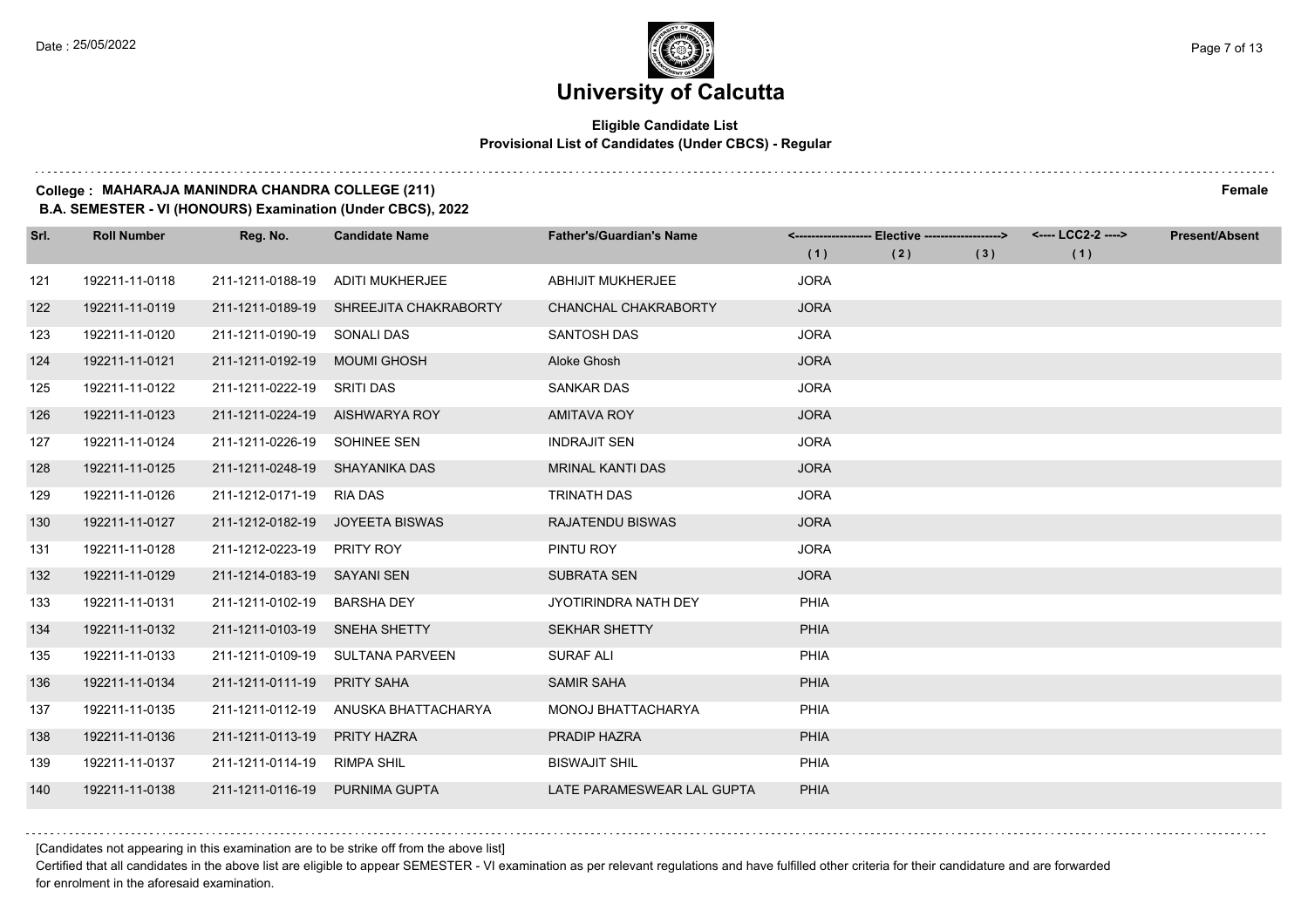# University of Calcutta

**Eligible Candidate List**
**Provisional List of Candidates (Under CBCS) - Regular**

**College : MAHARAJA MANINDRA CHANDRA COLLEGE (211)** **Female**
**B.A. SEMESTER - VI (HONOURS) Examination (Under CBCS), 2022**

| Srl. | Roll Number | Reg. No. | Candidate Name | Father's/Guardian's Name | Elective (1) | Elective (2) | Elective (3) | LCC2-2 (1) | Present/Absent |
|---|---|---|---|---|---|---|---|---|---|
| 121 | 192211-11-0118 | 211-1211-0188-19 | ADITI MUKHERJEE | ABHIJIT MUKHERJEE | JORA | | | | |
| 122 | 192211-11-0119 | 211-1211-0189-19 | SHREEJITA CHAKRABORTY | CHANCHAL CHAKRABORTY | JORA | | | | |
| 123 | 192211-11-0120 | 211-1211-0190-19 | SONALI DAS | SANTOSH DAS | JORA | | | | |
| 124 | 192211-11-0121 | 211-1211-0192-19 | MOUMI GHOSH | Aloke Ghosh | JORA | | | | |
| 125 | 192211-11-0122 | 211-1211-0222-19 | SRITI DAS | SANKAR DAS | JORA | | | | |
| 126 | 192211-11-0123 | 211-1211-0224-19 | AISHWARYA ROY | AMITAVA ROY | JORA | | | | |
| 127 | 192211-11-0124 | 211-1211-0226-19 | SOHINEE SEN | INDRAJIT SEN | JORA | | | | |
| 128 | 192211-11-0125 | 211-1211-0248-19 | SHAYANIKA DAS | MRINAL KANTI DAS | JORA | | | | |
| 129 | 192211-11-0126 | 211-1212-0171-19 | RIA DAS | TRINATH DAS | JORA | | | | |
| 130 | 192211-11-0127 | 211-1212-0182-19 | JOYEETA BISWAS | RAJATENDU BISWAS | JORA | | | | |
| 131 | 192211-11-0128 | 211-1212-0223-19 | PRITY ROY | PINTU ROY | JORA | | | | |
| 132 | 192211-11-0129 | 211-1214-0183-19 | SAYANI SEN | SUBRATA SEN | JORA | | | | |
| 133 | 192211-11-0131 | 211-1211-0102-19 | BARSHA DEY | JYOTIRINDRA NATH DEY | PHIA | | | | |
| 134 | 192211-11-0132 | 211-1211-0103-19 | SNEHA SHETTY | SEKHAR SHETTY | PHIA | | | | |
| 135 | 192211-11-0133 | 211-1211-0109-19 | SULTANA PARVEEN | SURAF ALI | PHIA | | | | |
| 136 | 192211-11-0134 | 211-1211-0111-19 | PRITY SAHA | SAMIR SAHA | PHIA | | | | |
| 137 | 192211-11-0135 | 211-1211-0112-19 | ANUSKA BHATTACHARYA | MONOJ BHATTACHARYA | PHIA | | | | |
| 138 | 192211-11-0136 | 211-1211-0113-19 | PRITY HAZRA | PRADIP HAZRA | PHIA | | | | |
| 139 | 192211-11-0137 | 211-1211-0114-19 | RIMPA SHIL | BISWAJIT SHIL | PHIA | | | | |
| 140 | 192211-11-0138 | 211-1211-0116-19 | PURNIMA GUPTA | LATE PARAMESWEAR LAL GUPTA | PHIA | | | | |

[Candidates not appearing in this examination are to be strike off from the above list]

Certified that all candidates in the above list are eligible to appear SEMESTER - VI examination as per relevant regulations and have fulfilled other criteria for their candidature and are forwarded for enrolment in the aforesaid examination.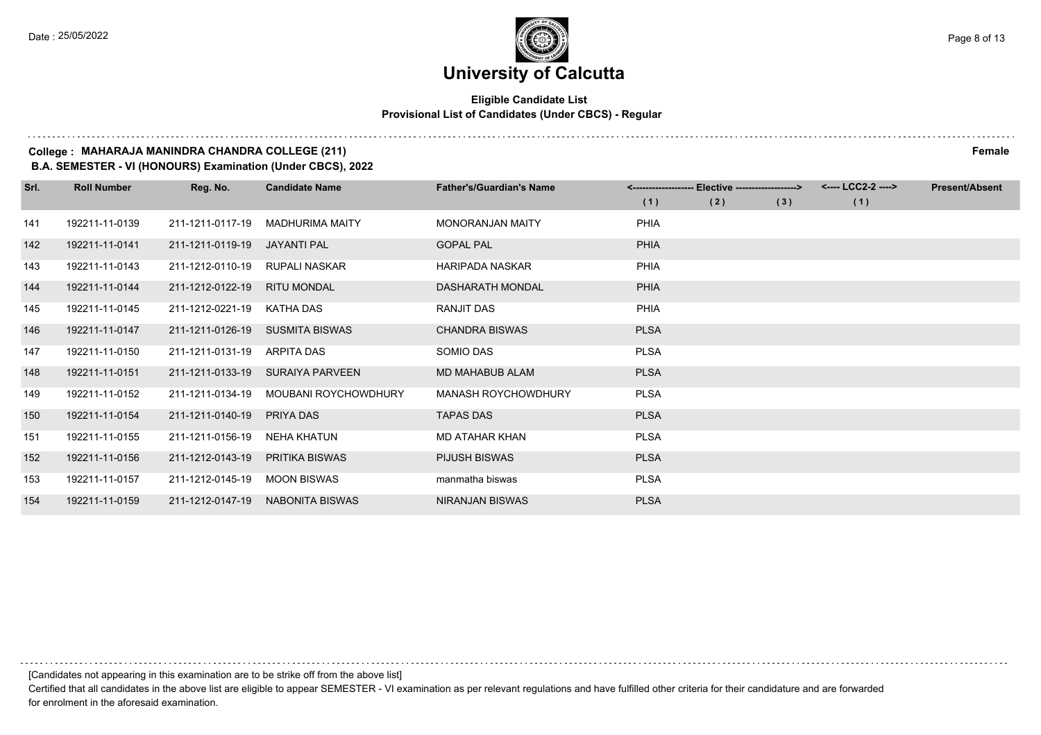# University of Calcutta

**Eligible Candidate List**
**Provisional List of Candidates (Under CBCS) - Regular**

**College : MAHARAJA MANINDRA CHANDRA COLLEGE (211)** **Female**
**B.A. SEMESTER - VI (HONOURS) Examination (Under CBCS), 2022**

| Srl. | Roll Number | Reg. No. | Candidate Name | Father's/Guardian's Name | Elective (1) | Elective (2) | Elective (3) | LCC2-2 (1) | Present/Absent |
|---|---|---|---|---|---|---|---|---|---|
| 141 | 192211-11-0139 | 211-1211-0117-19 | MADHURIMA MAITY | MONORANJAN MAITY | PHIA | | | | |
| 142 | 192211-11-0141 | 211-1211-0119-19 | JAYANTI PAL | GOPAL PAL | PHIA | | | | |
| 143 | 192211-11-0143 | 211-1212-0110-19 | RUPALI NASKAR | HARIPADA NASKAR | PHIA | | | | |
| 144 | 192211-11-0144 | 211-1212-0122-19 | RITU MONDAL | DASHARATH MONDAL | PHIA | | | | |
| 145 | 192211-11-0145 | 211-1212-0221-19 | KATHA DAS | RANJIT DAS | PHIA | | | | |
| 146 | 192211-11-0147 | 211-1211-0126-19 | SUSMITA BISWAS | CHANDRA BISWAS | PLSA | | | | |
| 147 | 192211-11-0150 | 211-1211-0131-19 | ARPITA DAS | SOMIO DAS | PLSA | | | | |
| 148 | 192211-11-0151 | 211-1211-0133-19 | SURAIYA PARVEEN | MD MAHABUB ALAM | PLSA | | | | |
| 149 | 192211-11-0152 | 211-1211-0134-19 | MOUBANI ROYCHOWDHURY | MANASH ROYCHOWDHURY | PLSA | | | | |
| 150 | 192211-11-0154 | 211-1211-0140-19 | PRIYA DAS | TAPAS DAS | PLSA | | | | |
| 151 | 192211-11-0155 | 211-1211-0156-19 | NEHA KHATUN | MD ATAHAR KHAN | PLSA | | | | |
| 152 | 192211-11-0156 | 211-1212-0143-19 | PRITIKA BISWAS | PIJUSH BISWAS | PLSA | | | | |
| 153 | 192211-11-0157 | 211-1212-0145-19 | MOON BISWAS | manmatha biswas | PLSA | | | | |
| 154 | 192211-11-0159 | 211-1212-0147-19 | NABONITA BISWAS | NIRANJAN BISWAS | PLSA | | | | |

[Candidates not appearing in this examination are to be strike off from the above list]

Certified that all candidates in the above list are eligible to appear SEMESTER - VI examination as per relevant regulations and have fulfilled other criteria for their candidature and are forwarded for enrolment in the aforesaid examination.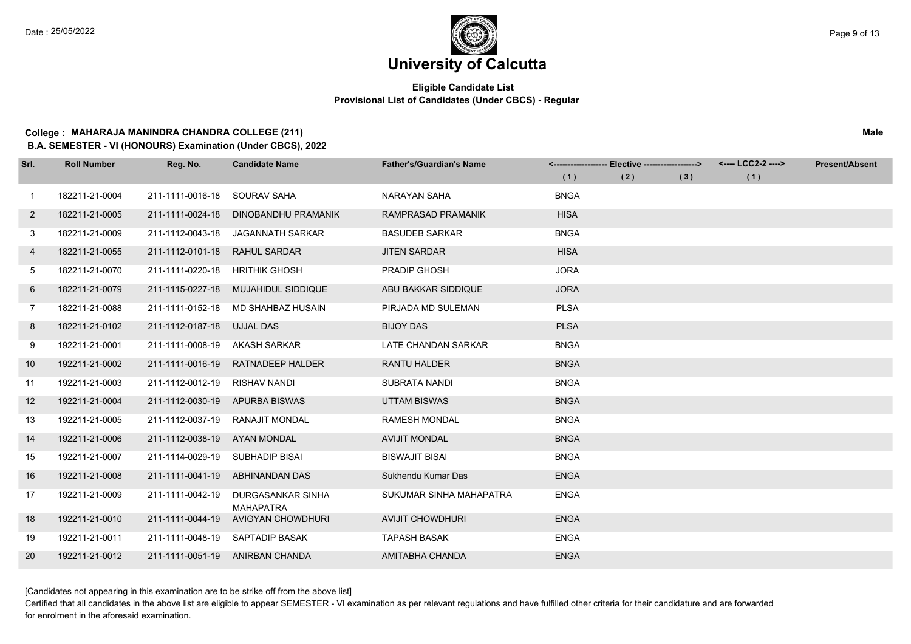# University of Calcutta

**Eligible Candidate List**
**Provisional List of Candidates (Under CBCS) - Regular**

**College : MAHARAJA MANINDRA CHANDRA COLLEGE (211)** **Male**
**B.A. SEMESTER - VI (HONOURS) Examination (Under CBCS), 2022**

| Srl. | Roll Number | Reg. No. | Candidate Name | Father's/Guardian's Name | Elective (1) | Elective (2) | Elective (3) | LCC2-2 (1) | Present/Absent |
|---|---|---|---|---|---|---|---|---|---|
| 1 | 182211-21-0004 | 211-1111-0016-18 | SOURAV SAHA | NARAYAN SAHA | BNGA | | | | |
| 2 | 182211-21-0005 | 211-1111-0024-18 | DINOBANDHU PRAMANIK | RAMPRASAD PRAMANIK | HISA | | | | |
| 3 | 182211-21-0009 | 211-1112-0043-18 | JAGANNATH SARKAR | BASUDEB SARKAR | BNGA | | | | |
| 4 | 182211-21-0055 | 211-1112-0101-18 | RAHUL SARDAR | JITEN SARDAR | HISA | | | | |
| 5 | 182211-21-0070 | 211-1111-0220-18 | HRITHIK GHOSH | PRADIP GHOSH | JORA | | | | |
| 6 | 182211-21-0079 | 211-1115-0227-18 | MUJAHIDUL SIDDIQUE | ABU BAKKAR SIDDIQUE | JORA | | | | |
| 7 | 182211-21-0088 | 211-1111-0152-18 | MD SHAHBAZ HUSAIN | PIRJADA MD SULEMAN | PLSA | | | | |
| 8 | 182211-21-0102 | 211-1112-0187-18 | UJJAL DAS | BIJOY DAS | PLSA | | | | |
| 9 | 192211-21-0001 | 211-1111-0008-19 | AKASH SARKAR | LATE CHANDAN SARKAR | BNGA | | | | |
| 10 | 192211-21-0002 | 211-1111-0016-19 | RATNADEEP HALDER | RANTU HALDER | BNGA | | | | |
| 11 | 192211-21-0003 | 211-1112-0012-19 | RISHAV NANDI | SUBRATA NANDI | BNGA | | | | |
| 12 | 192211-21-0004 | 211-1112-0030-19 | APURBA BISWAS | UTTAM BISWAS | BNGA | | | | |
| 13 | 192211-21-0005 | 211-1112-0037-19 | RANAJIT MONDAL | RAMESH MONDAL | BNGA | | | | |
| 14 | 192211-21-0006 | 211-1112-0038-19 | AYAN MONDAL | AVIJIT MONDAL | BNGA | | | | |
| 15 | 192211-21-0007 | 211-1114-0029-19 | SUBHADIP BISAI | BISWAJIT BISAI | BNGA | | | | |
| 16 | 192211-21-0008 | 211-1111-0041-19 | ABHINANDAN DAS | Sukhendu Kumar Das | ENGA | | | | |
| 17 | 192211-21-0009 | 211-1111-0042-19 | DURGASANKAR SINHA MAHAPATRA | SUKUMAR SINHA MAHAPATRA | ENGA | | | | |
| 18 | 192211-21-0010 | 211-1111-0044-19 | AVIGYAN CHOWDHURI | AVIJIT CHOWDHURI | ENGA | | | | |
| 19 | 192211-21-0011 | 211-1111-0048-19 | SAPTADIP BASAK | TAPASH BASAK | ENGA | | | | |
| 20 | 192211-21-0012 | 211-1111-0051-19 | ANIRBAN CHANDA | AMITABHA CHANDA | ENGA | | | | |

[Candidates not appearing in this examination are to be strike off from the above list]

Certified that all candidates in the above list are eligible to appear SEMESTER - VI examination as per relevant regulations and have fulfilled other criteria for their candidature and are forwarded for enrolment in the aforesaid examination.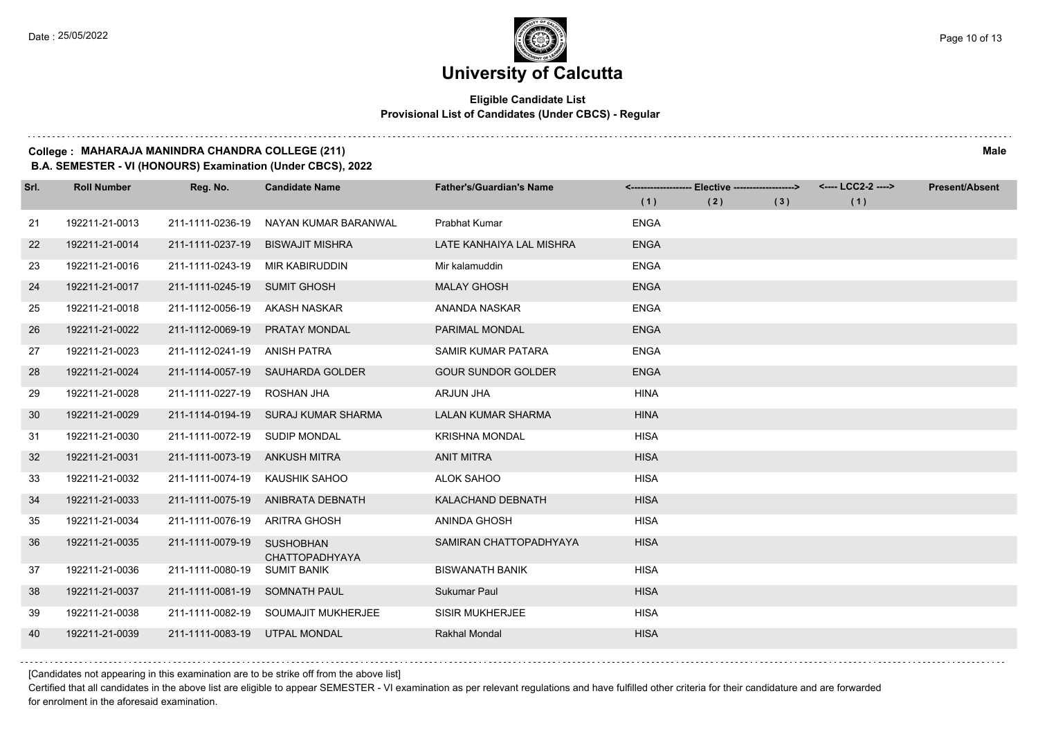# University of Calcutta

**Eligible Candidate List**
**Provisional List of Candidates (Under CBCS) - Regular**

**College : MAHARAJA MANINDRA CHANDRA COLLEGE (211)** **Male**
**B.A. SEMESTER - VI (HONOURS) Examination (Under CBCS), 2022**

| Srl. | Roll Number | Reg. No. | Candidate Name | Father's/Guardian's Name | Elective (1) | Elective (2) | Elective (3) | LCC2-2 (1) | Present/Absent |
|---|---|---|---|---|---|---|---|---|---|
| 21 | 192211-21-0013 | 211-1111-0236-19 | NAYAN KUMAR BARANWAL | Prabhat Kumar | ENGA | | | | |
| 22 | 192211-21-0014 | 211-1111-0237-19 | BISWAJIT MISHRA | LATE KANHAIYA LAL MISHRA | ENGA | | | | |
| 23 | 192211-21-0016 | 211-1111-0243-19 | MIR KABIRUDDIN | Mir kalamuddin | ENGA | | | | |
| 24 | 192211-21-0017 | 211-1111-0245-19 | SUMIT GHOSH | MALAY GHOSH | ENGA | | | | |
| 25 | 192211-21-0018 | 211-1112-0056-19 | AKASH NASKAR | ANANDA NASKAR | ENGA | | | | |
| 26 | 192211-21-0022 | 211-1112-0069-19 | PRATAY MONDAL | PARIMAL MONDAL | ENGA | | | | |
| 27 | 192211-21-0023 | 211-1112-0241-19 | ANISH PATRA | SAMIR KUMAR PATARA | ENGA | | | | |
| 28 | 192211-21-0024 | 211-1114-0057-19 | SAUHARDA GOLDER | GOUR SUNDOR GOLDER | ENGA | | | | |
| 29 | 192211-21-0028 | 211-1111-0227-19 | ROSHAN JHA | ARJUN JHA | HINA | | | | |
| 30 | 192211-21-0029 | 211-1114-0194-19 | SURAJ KUMAR SHARMA | LALAN KUMAR SHARMA | HINA | | | | |
| 31 | 192211-21-0030 | 211-1111-0072-19 | SUDIP MONDAL | KRISHNA MONDAL | HISA | | | | |
| 32 | 192211-21-0031 | 211-1111-0073-19 | ANKUSH MITRA | ANIT MITRA | HISA | | | | |
| 33 | 192211-21-0032 | 211-1111-0074-19 | KAUSHIK SAHOO | ALOK SAHOO | HISA | | | | |
| 34 | 192211-21-0033 | 211-1111-0075-19 | ANIBRATA DEBNATH | KALACHAND DEBNATH | HISA | | | | |
| 35 | 192211-21-0034 | 211-1111-0076-19 | ARITRA GHOSH | ANINDA GHOSH | HISA | | | | |
| 36 | 192211-21-0035 | 211-1111-0079-19 | SUSHOBHAN CHATTOPADHYAYA | SAMIRAN CHATTOPADHYAYA | HISA | | | | |
| 37 | 192211-21-0036 | 211-1111-0080-19 | SUMIT BANIK | BISWANATH BANIK | HISA | | | | |
| 38 | 192211-21-0037 | 211-1111-0081-19 | SOMNATH PAUL | Sukumar Paul | HISA | | | | |
| 39 | 192211-21-0038 | 211-1111-0082-19 | SOUMAJIT MUKHERJEE | SISIR MUKHERJEE | HISA | | | | |
| 40 | 192211-21-0039 | 211-1111-0083-19 | UTPAL MONDAL | Rakhal Mondal | HISA | | | | |

[Candidates not appearing in this examination are to be strike off from the above list]

Certified that all candidates in the above list are eligible to appear SEMESTER - VI examination as per relevant regulations and have fulfilled other criteria for their candidature and are forwarded for enrolment in the aforesaid examination.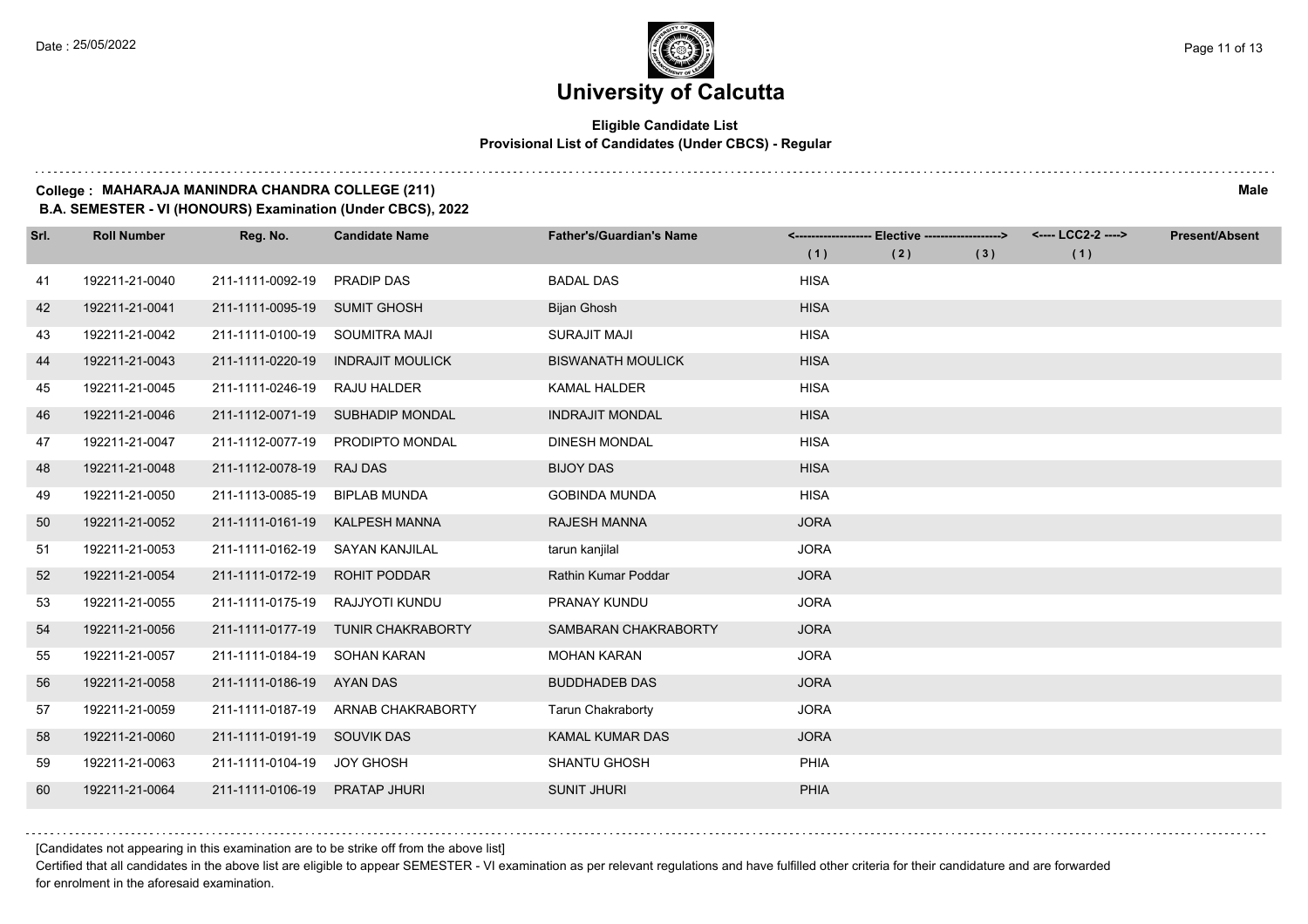# University of Calcutta

**Eligible Candidate List**
**Provisional List of Candidates (Under CBCS) - Regular**

**College : MAHARAJA MANINDRA CHANDRA COLLEGE (211)** **Male**
**B.A. SEMESTER - VI (HONOURS) Examination (Under CBCS), 2022**

| Srl. | Roll Number | Reg. No. | Candidate Name | Father's/Guardian's Name | <------ Elective ------> (1) | (2) | (3) | <---- LCC2-2 ----> (1) | Present/Absent |
|---|---|---|---|---|---|---|---|---|---|
| 41 | 192211-21-0040 | 211-1111-0092-19 | PRADIP DAS | BADAL DAS | HISA | | | | |
| 42 | 192211-21-0041 | 211-1111-0095-19 | SUMIT GHOSH | Bijan Ghosh | HISA | | | | |
| 43 | 192211-21-0042 | 211-1111-0100-19 | SOUMITRA MAJI | SURAJIT MAJI | HISA | | | | |
| 44 | 192211-21-0043 | 211-1111-0220-19 | INDRAJIT MOULICK | BISWANATH MOULICK | HISA | | | | |
| 45 | 192211-21-0045 | 211-1111-0246-19 | RAJU HALDER | KAMAL HALDER | HISA | | | | |
| 46 | 192211-21-0046 | 211-1112-0071-19 | SUBHADIP MONDAL | INDRAJIT MONDAL | HISA | | | | |
| 47 | 192211-21-0047 | 211-1112-0077-19 | PRODIPTO MONDAL | DINESH MONDAL | HISA | | | | |
| 48 | 192211-21-0048 | 211-1112-0078-19 | RAJ DAS | BIJOY DAS | HISA | | | | |
| 49 | 192211-21-0050 | 211-1113-0085-19 | BIPLAB MUNDA | GOBINDA MUNDA | HISA | | | | |
| 50 | 192211-21-0052 | 211-1111-0161-19 | KALPESH MANNA | RAJESH MANNA | JORA | | | | |
| 51 | 192211-21-0053 | 211-1111-0162-19 | SAYAN KANJILAL | tarun kanjilal | JORA | | | | |
| 52 | 192211-21-0054 | 211-1111-0172-19 | ROHIT PODDAR | Rathin Kumar Poddar | JORA | | | | |
| 53 | 192211-21-0055 | 211-1111-0175-19 | RAJJYOTI KUNDU | PRANAY KUNDU | JORA | | | | |
| 54 | 192211-21-0056 | 211-1111-0177-19 | TUNIR CHAKRABORTY | SAMBARAN CHAKRABORTY | JORA | | | | |
| 55 | 192211-21-0057 | 211-1111-0184-19 | SOHAN KARAN | MOHAN KARAN | JORA | | | | |
| 56 | 192211-21-0058 | 211-1111-0186-19 | AYAN DAS | BUDDHADEB DAS | JORA | | | | |
| 57 | 192211-21-0059 | 211-1111-0187-19 | ARNAB CHAKRABORTY | Tarun Chakraborty | JORA | | | | |
| 58 | 192211-21-0060 | 211-1111-0191-19 | SOUVIK DAS | KAMAL KUMAR DAS | JORA | | | | |
| 59 | 192211-21-0063 | 211-1111-0104-19 | JOY GHOSH | SHANTU GHOSH | PHIA | | | | |
| 60 | 192211-21-0064 | 211-1111-0106-19 | PRATAP JHURI | SUNIT JHURI | PHIA | | | | |

[Candidates not appearing in this examination are to be strike off from the above list]

Certified that all candidates in the above list are eligible to appear SEMESTER - VI examination as per relevant regulations and have fulfilled other criteria for their candidature and are forwarded for enrolment in the aforesaid examination.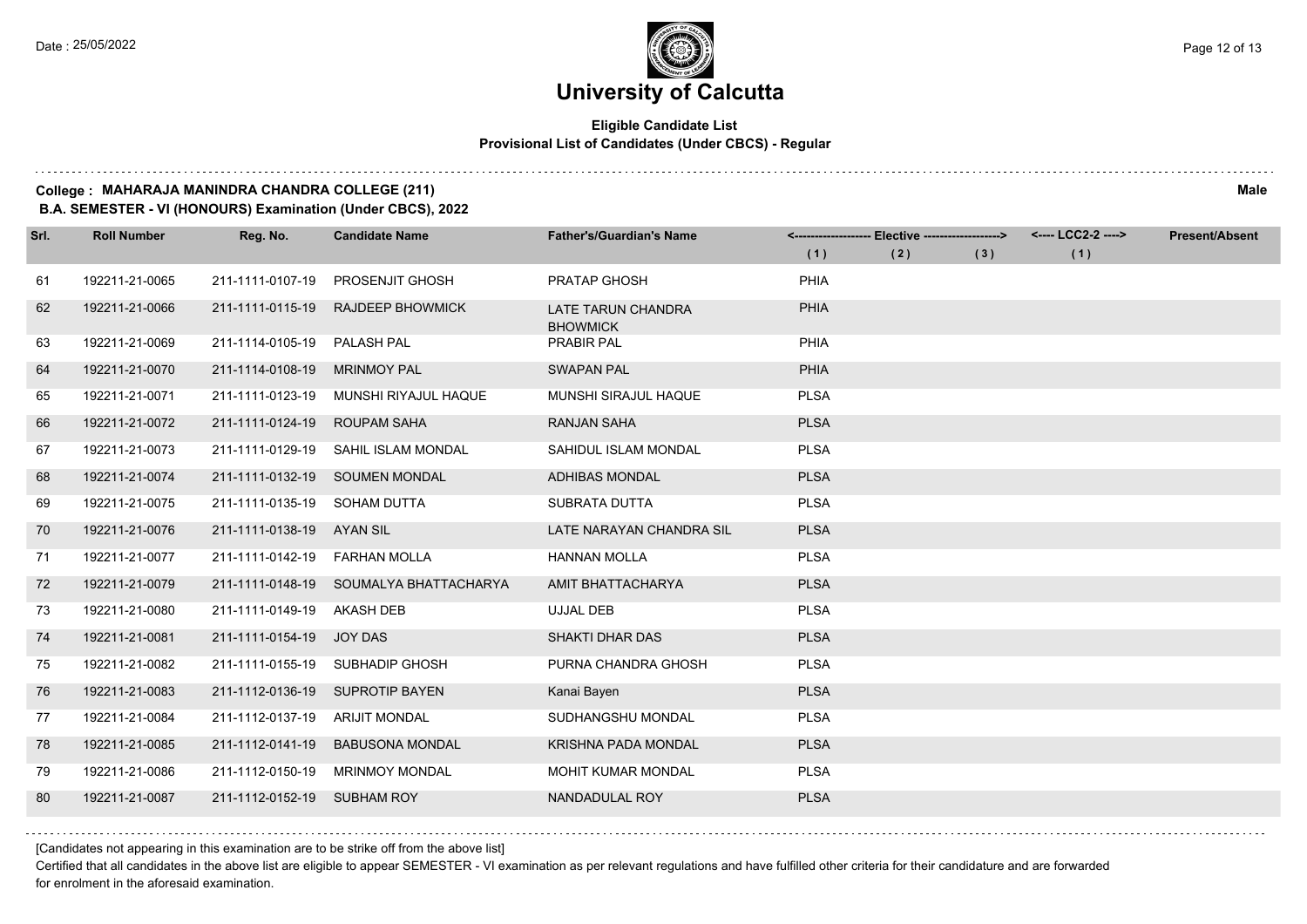# University of Calcutta

**Eligible Candidate List**
**Provisional List of Candidates (Under CBCS) - Regular**

**College : MAHARAJA MANINDRA CHANDRA COLLEGE (211)** **Male**
**B.A. SEMESTER - VI (HONOURS) Examination (Under CBCS), 2022**

| Srl. | Roll Number | Reg. No. | Candidate Name | Father's/Guardian's Name | Elective (1) | Elective (2) | Elective (3) | LCC2-2 (1) | Present/Absent |
|---|---|---|---|---|---|---|---|---|---|
| 61 | 192211-21-0065 | 211-1111-0107-19 | PROSENJIT GHOSH | PRATAP GHOSH | PHIA | | | | |
| 62 | 192211-21-0066 | 211-1111-0115-19 | RAJDEEP BHOWMICK | LATE TARUN CHANDRA BHOWMICK | PHIA | | | | |
| 63 | 192211-21-0069 | 211-1114-0105-19 | PALASH PAL | PRABIR PAL | PHIA | | | | |
| 64 | 192211-21-0070 | 211-1114-0108-19 | MRINMOY PAL | SWAPAN PAL | PHIA | | | | |
| 65 | 192211-21-0071 | 211-1111-0123-19 | MUNSHI RIYAJUL HAQUE | MUNSHI SIRAJUL HAQUE | PLSA | | | | |
| 66 | 192211-21-0072 | 211-1111-0124-19 | ROUPAM SAHA | RANJAN SAHA | PLSA | | | | |
| 67 | 192211-21-0073 | 211-1111-0129-19 | SAHIL ISLAM MONDAL | SAHIDUL ISLAM MONDAL | PLSA | | | | |
| 68 | 192211-21-0074 | 211-1111-0132-19 | SOUMEN MONDAL | ADHIBAS MONDAL | PLSA | | | | |
| 69 | 192211-21-0075 | 211-1111-0135-19 | SOHAM DUTTA | SUBRATA DUTTA | PLSA | | | | |
| 70 | 192211-21-0076 | 211-1111-0138-19 | AYAN SIL | LATE NARAYAN CHANDRA SIL | PLSA | | | | |
| 71 | 192211-21-0077 | 211-1111-0142-19 | FARHAN MOLLA | HANNAN MOLLA | PLSA | | | | |
| 72 | 192211-21-0079 | 211-1111-0148-19 | SOUMALYA BHATTACHARYA | AMIT BHATTACHARYA | PLSA | | | | |
| 73 | 192211-21-0080 | 211-1111-0149-19 | AKASH DEB | UJJAL DEB | PLSA | | | | |
| 74 | 192211-21-0081 | 211-1111-0154-19 | JOY DAS | SHAKTI DHAR DAS | PLSA | | | | |
| 75 | 192211-21-0082 | 211-1111-0155-19 | SUBHADIP GHOSH | PURNA CHANDRA GHOSH | PLSA | | | | |
| 76 | 192211-21-0083 | 211-1112-0136-19 | SUPROTIP BAYEN | Kanai Bayen | PLSA | | | | |
| 77 | 192211-21-0084 | 211-1112-0137-19 | ARIJIT MONDAL | SUDHANGSHU MONDAL | PLSA | | | | |
| 78 | 192211-21-0085 | 211-1112-0141-19 | BABUSONA MONDAL | KRISHNA PADA MONDAL | PLSA | | | | |
| 79 | 192211-21-0086 | 211-1112-0150-19 | MRINMOY MONDAL | MOHIT KUMAR MONDAL | PLSA | | | | |
| 80 | 192211-21-0087 | 211-1112-0152-19 | SUBHAM ROY | NANDADULAL ROY | PLSA | | | | |

[Candidates not appearing in this examination are to be strike off from the above list]

Certified that all candidates in the above list are eligible to appear SEMESTER - VI examination as per relevant regulations and have fulfilled other criteria for their candidature and are forwarded for enrolment in the aforesaid examination.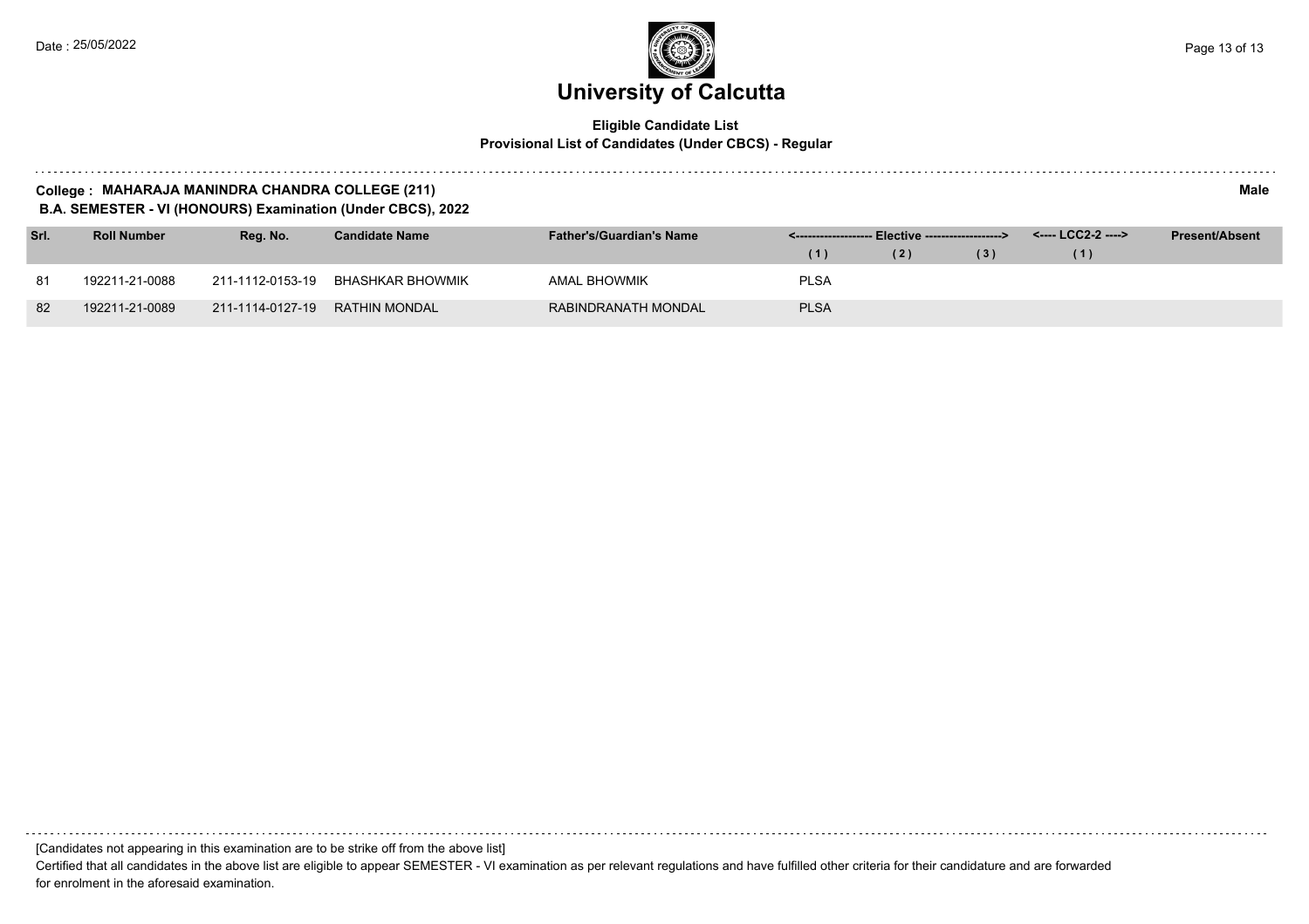# University of Calcutta

**Eligible Candidate List**
**Provisional List of Candidates (Under CBCS) - Regular**

**College : MAHARAJA MANINDRA CHANDRA COLLEGE (211)** **Male**
**B.A. SEMESTER - VI (HONOURS) Examination (Under CBCS), 2022**

| Srl. | Roll Number | Reg. No. | Candidate Name | Father's/Guardian's Name | <------------------- Elective -------------------> | | | <---- LCC2-2 ----> | Present/Absent |
|---|---|---|---|---|---|---|---|---|---|
| | | | | | (1) | (2) | (3) | (1) | |
| 81 | 192211-21-0088 | 211-1112-0153-19 | BHASHKAR BHOWMIK | AMAL BHOWMIK | PLSA | | | | |
| 82 | 192211-21-0089 | 211-1114-0127-19 | RATHIN MONDAL | RABINDRANATH MONDAL | PLSA | | | | |

[Candidates not appearing in this examination are to be strike off from the above list]

Certified that all candidates in the above list are eligible to appear SEMESTER - VI examination as per relevant regulations and have fulfilled other criteria for their candidature and are forwarded for enrolment in the aforesaid examination.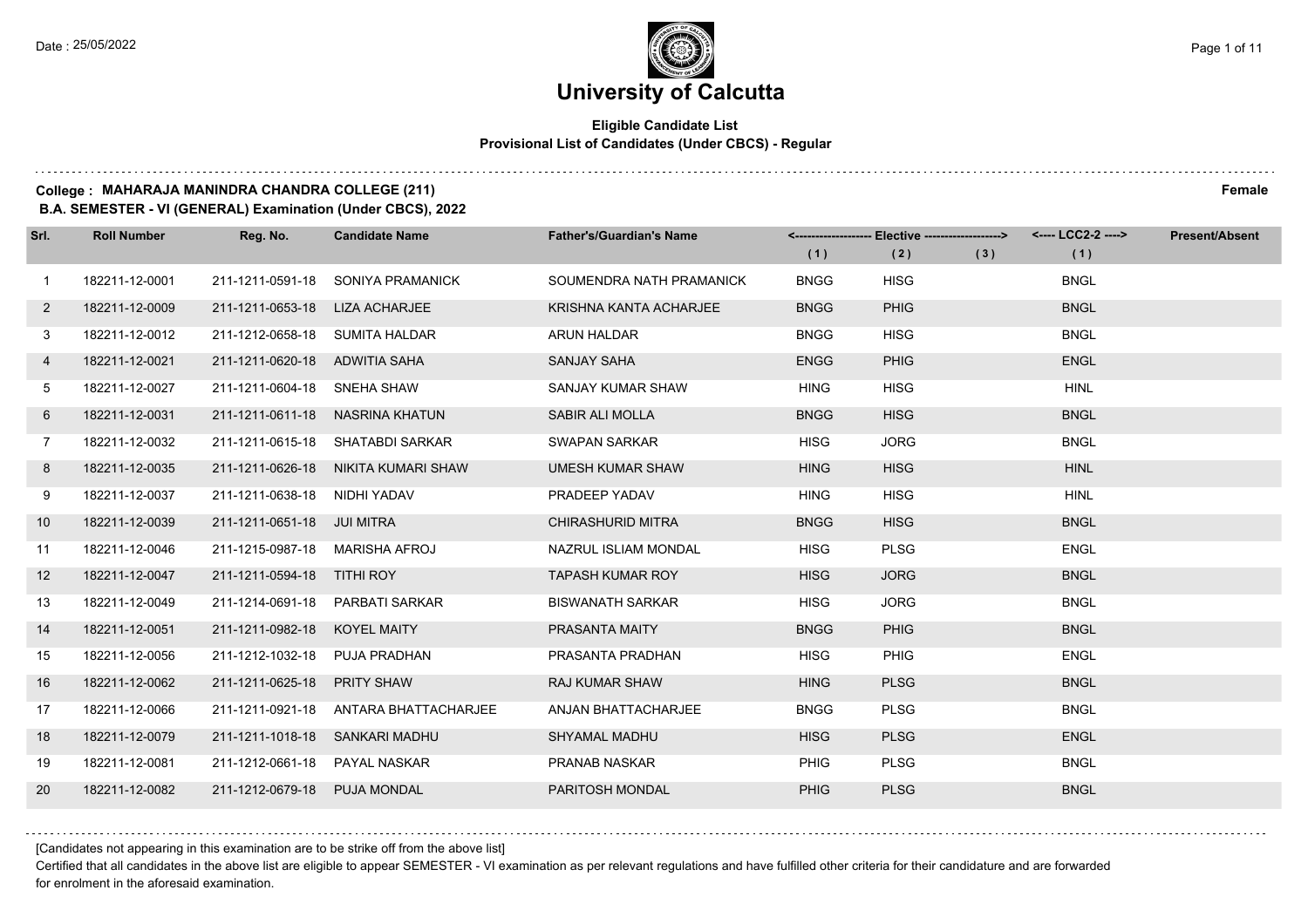# University of Calcutta

**Eligible Candidate List**
**Provisional List of Candidates (Under CBCS) - Regular**

**College : MAHARAJA MANINDRA CHANDRA COLLEGE (211)** **Female**
**B.A. SEMESTER - VI (GENERAL) Examination (Under CBCS), 2022**

| Srl. | Roll Number | Reg. No. | Candidate Name | Father's/Guardian's Name | Elective (1) | Elective (2) | Elective (3) | LCC2-2 (1) | Present/Absent |
|---|---|---|---|---|---|---|---|---|---|
| 1 | 182211-12-0001 | 211-1211-0591-18 | SONIYA PRAMANICK | SOUMENDRA NATH PRAMANICK | BNGG | HISG | | BNGL | |
| 2 | 182211-12-0009 | 211-1211-0653-18 | LIZA ACHARJEE | KRISHNA KANTA ACHARJEE | BNGG | PHIG | | BNGL | |
| 3 | 182211-12-0012 | 211-1212-0658-18 | SUMITA HALDAR | ARUN HALDAR | BNGG | HISG | | BNGL | |
| 4 | 182211-12-0021 | 211-1211-0620-18 | ADWITIA SAHA | SANJAY SAHA | ENGG | PHIG | | ENGL | |
| 5 | 182211-12-0027 | 211-1211-0604-18 | SNEHA SHAW | SANJAY KUMAR SHAW | HING | HISG | | HINL | |
| 6 | 182211-12-0031 | 211-1211-0611-18 | NASRINA KHATUN | SABIR ALI MOLLA | BNGG | HISG | | BNGL | |
| 7 | 182211-12-0032 | 211-1211-0615-18 | SHATABDI SARKAR | SWAPAN SARKAR | HISG | JORG | | BNGL | |
| 8 | 182211-12-0035 | 211-1211-0626-18 | NIKITA KUMARI SHAW | UMESH KUMAR SHAW | HING | HISG | | HINL | |
| 9 | 182211-12-0037 | 211-1211-0638-18 | NIDHI YADAV | PRADEEP YADAV | HING | HISG | | HINL | |
| 10 | 182211-12-0039 | 211-1211-0651-18 | JUI MITRA | CHIRASHURID MITRA | BNGG | HISG | | BNGL | |
| 11 | 182211-12-0046 | 211-1215-0987-18 | MARISHA AFROJ | NAZRUL ISLIAM MONDAL | HISG | PLSG | | ENGL | |
| 12 | 182211-12-0047 | 211-1211-0594-18 | TITHI ROY | TAPASH KUMAR ROY | HISG | JORG | | BNGL | |
| 13 | 182211-12-0049 | 211-1214-0691-18 | PARBATI SARKAR | BISWANATH SARKAR | HISG | JORG | | BNGL | |
| 14 | 182211-12-0051 | 211-1211-0982-18 | KOYEL MAITY | PRASANTA MAITY | BNGG | PHIG | | BNGL | |
| 15 | 182211-12-0056 | 211-1212-1032-18 | PUJA PRADHAN | PRASANTA PRADHAN | HISG | PHIG | | ENGL | |
| 16 | 182211-12-0062 | 211-1211-0625-18 | PRITY SHAW | RAJ KUMAR SHAW | HING | PLSG | | BNGL | |
| 17 | 182211-12-0066 | 211-1211-0921-18 | ANTARA BHATTACHARJEE | ANJAN BHATTACHARJEE | BNGG | PLSG | | BNGL | |
| 18 | 182211-12-0079 | 211-1211-1018-18 | SANKARI MADHU | SHYAMAL MADHU | HISG | PLSG | | ENGL | |
| 19 | 182211-12-0081 | 211-1212-0661-18 | PAYAL NASKAR | PRANAB NASKAR | PHIG | PLSG | | BNGL | |
| 20 | 182211-12-0082 | 211-1212-0679-18 | PUJA MONDAL | PARITOSH MONDAL | PHIG | PLSG | | BNGL | |

[Candidates not appearing in this examination are to be strike off from the above list]

Certified that all candidates in the above list are eligible to appear SEMESTER - VI examination as per relevant regulations and have fulfilled other criteria for their candidature and are forwarded for enrolment in the aforesaid examination.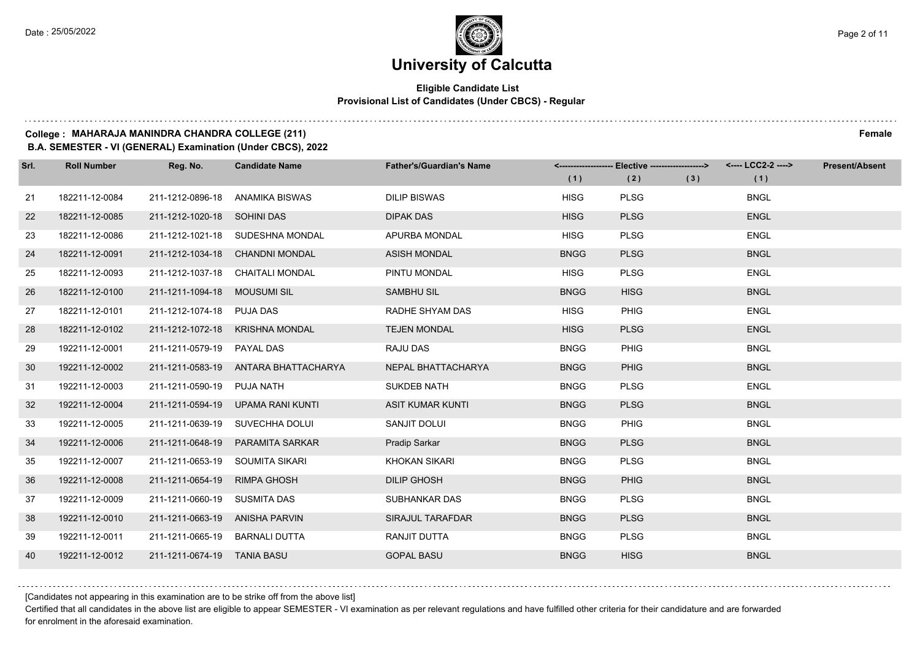# University of Calcutta

**Eligible Candidate List**
**Provisional List of Candidates (Under CBCS) - Regular**

**College : MAHARAJA MANINDRA CHANDRA COLLEGE (211)** **Female**
**B.A. SEMESTER - VI (GENERAL) Examination (Under CBCS), 2022**

| Srl. | Roll Number | Reg. No. | Candidate Name | Father's/Guardian's Name | Elective (1) | Elective (2) | Elective (3) | LCC2-2 (1) | Present/Absent |
|---|---|---|---|---|---|---|---|---|---|
| 21 | 182211-12-0084 | 211-1212-0896-18 | ANAMIKA BISWAS | DILIP BISWAS | HISG | PLSG | | BNGL | |
| 22 | 182211-12-0085 | 211-1212-1020-18 | SOHINI DAS | DIPAK DAS | HISG | PLSG | | ENGL | |
| 23 | 182211-12-0086 | 211-1212-1021-18 | SUDESHNA MONDAL | APURBA MONDAL | HISG | PLSG | | ENGL | |
| 24 | 182211-12-0091 | 211-1212-1034-18 | CHANDNI MONDAL | ASISH MONDAL | BNGG | PLSG | | BNGL | |
| 25 | 182211-12-0093 | 211-1212-1037-18 | CHAITALI MONDAL | PINTU MONDAL | HISG | PLSG | | ENGL | |
| 26 | 182211-12-0100 | 211-1211-1094-18 | MOUSUMI SIL | SAMBHU SIL | BNGG | HISG | | BNGL | |
| 27 | 182211-12-0101 | 211-1212-1074-18 | PUJA DAS | RADHE SHYAM DAS | HISG | PHIG | | ENGL | |
| 28 | 182211-12-0102 | 211-1212-1072-18 | KRISHNA MONDAL | TEJEN MONDAL | HISG | PLSG | | ENGL | |
| 29 | 192211-12-0001 | 211-1211-0579-19 | PAYAL DAS | RAJU DAS | BNGG | PHIG | | BNGL | |
| 30 | 192211-12-0002 | 211-1211-0583-19 | ANTARA BHATTACHARYA | NEPAL BHATTACHARYA | BNGG | PHIG | | BNGL | |
| 31 | 192211-12-0003 | 211-1211-0590-19 | PUJA NATH | SUKDEB NATH | BNGG | PLSG | | ENGL | |
| 32 | 192211-12-0004 | 211-1211-0594-19 | UPAMA RANI KUNTI | ASIT KUMAR KUNTI | BNGG | PLSG | | BNGL | |
| 33 | 192211-12-0005 | 211-1211-0639-19 | SUVECHHA DOLUI | SANJIT DOLUI | BNGG | PHIG | | BNGL | |
| 34 | 192211-12-0006 | 211-1211-0648-19 | PARAMITA SARKAR | Pradip Sarkar | BNGG | PLSG | | BNGL | |
| 35 | 192211-12-0007 | 211-1211-0653-19 | SOUMITA SIKARI | KHOKAN SIKARI | BNGG | PLSG | | BNGL | |
| 36 | 192211-12-0008 | 211-1211-0654-19 | RIMPA GHOSH | DILIP GHOSH | BNGG | PHIG | | BNGL | |
| 37 | 192211-12-0009 | 211-1211-0660-19 | SUSMITA DAS | SUBHANKAR DAS | BNGG | PLSG | | BNGL | |
| 38 | 192211-12-0010 | 211-1211-0663-19 | ANISHA PARVIN | SIRAJUL TARAFDAR | BNGG | PLSG | | BNGL | |
| 39 | 192211-12-0011 | 211-1211-0665-19 | BARNALI DUTTA | RANJIT DUTTA | BNGG | PLSG | | BNGL | |
| 40 | 192211-12-0012 | 211-1211-0674-19 | TANIA BASU | GOPAL BASU | BNGG | HISG | | BNGL | |

[Candidates not appearing in this examination are to be strike off from the above list]

Certified that all candidates in the above list are eligible to appear SEMESTER - VI examination as per relevant regulations and have fulfilled other criteria for their candidature and are forwarded for enrolment in the aforesaid examination.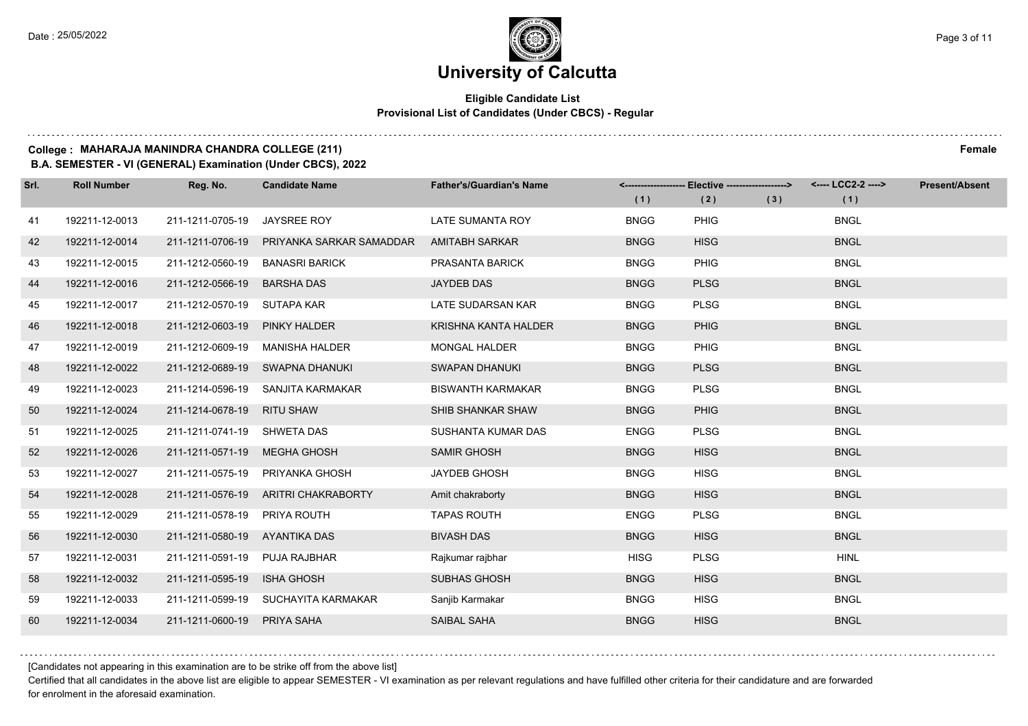# University of Calcutta

**Eligible Candidate List**
**Provisional List of Candidates (Under CBCS) - Regular**

**College : MAHARAJA MANINDRA CHANDRA COLLEGE (211)** **Female**
**B.A. SEMESTER - VI (GENERAL) Examination (Under CBCS), 2022**

| Srl. | Roll Number | Reg. No. | Candidate Name | Father's/Guardian's Name | <------------------ Elective ------------------> | | | <---- LCC2-2 ----> | Present/Absent |
|---|---|---|---|---|---|---|---|---|---|
| | | | | | (1) | (2) | (3) | (1) | |
| 41 | 192211-12-0013 | 211-1211-0705-19 | JAYSREE ROY | LATE SUMANTA ROY | BNGG | PHIG | | BNGL | |
| 42 | 192211-12-0014 | 211-1211-0706-19 | PRIYANKA SARKAR SAMADDAR | AMITABH SARKAR | BNGG | HISG | | BNGL | |
| 43 | 192211-12-0015 | 211-1212-0560-19 | BANASRI BARICK | PRASANTA BARICK | BNGG | PHIG | | BNGL | |
| 44 | 192211-12-0016 | 211-1212-0566-19 | BARSHA DAS | JAYDEB DAS | BNGG | PLSG | | BNGL | |
| 45 | 192211-12-0017 | 211-1212-0570-19 | SUTAPA KAR | LATE SUDARSAN KAR | BNGG | PLSG | | BNGL | |
| 46 | 192211-12-0018 | 211-1212-0603-19 | PINKY HALDER | KRISHNA KANTA HALDER | BNGG | PHIG | | BNGL | |
| 47 | 192211-12-0019 | 211-1212-0609-19 | MANISHA HALDER | MONGAL HALDER | BNGG | PHIG | | BNGL | |
| 48 | 192211-12-0022 | 211-1212-0689-19 | SWAPNA DHANUKI | SWAPAN DHANUKI | BNGG | PLSG | | BNGL | |
| 49 | 192211-12-0023 | 211-1214-0596-19 | SANJITA KARMAKAR | BISWANTH KARMAKAR | BNGG | PLSG | | BNGL | |
| 50 | 192211-12-0024 | 211-1214-0678-19 | RITU SHAW | SHIB SHANKAR SHAW | BNGG | PHIG | | BNGL | |
| 51 | 192211-12-0025 | 211-1211-0741-19 | SHWETA DAS | SUSHANTA KUMAR DAS | ENGG | PLSG | | BNGL | |
| 52 | 192211-12-0026 | 211-1211-0571-19 | MEGHA GHOSH | SAMIR GHOSH | BNGG | HISG | | BNGL | |
| 53 | 192211-12-0027 | 211-1211-0575-19 | PRIYANKA GHOSH | JAYDEB GHOSH | BNGG | HISG | | BNGL | |
| 54 | 192211-12-0028 | 211-1211-0576-19 | ARITRI CHAKRABORTY | Amit chakraborty | BNGG | HISG | | BNGL | |
| 55 | 192211-12-0029 | 211-1211-0578-19 | PRIYA ROUTH | TAPAS ROUTH | ENGG | PLSG | | BNGL | |
| 56 | 192211-12-0030 | 211-1211-0580-19 | AYANTIKA DAS | BIVASH DAS | BNGG | HISG | | BNGL | |
| 57 | 192211-12-0031 | 211-1211-0591-19 | PUJA RAJBHAR | Rajkumar rajbhar | HISG | PLSG | | HINL | |
| 58 | 192211-12-0032 | 211-1211-0595-19 | ISHA GHOSH | SUBHAS GHOSH | BNGG | HISG | | BNGL | |
| 59 | 192211-12-0033 | 211-1211-0599-19 | SUCHAYITA KARMAKAR | Sanjib Karmakar | BNGG | HISG | | BNGL | |
| 60 | 192211-12-0034 | 211-1211-0600-19 | PRIYA SAHA | SAIBAL SAHA | BNGG | HISG | | BNGL | |

[Candidates not appearing in this examination are to be strike off from the above list]

Certified that all candidates in the above list are eligible to appear SEMESTER - VI examination as per relevant regulations and have fulfilled other criteria for their candidature and are forwarded for enrolment in the aforesaid examination.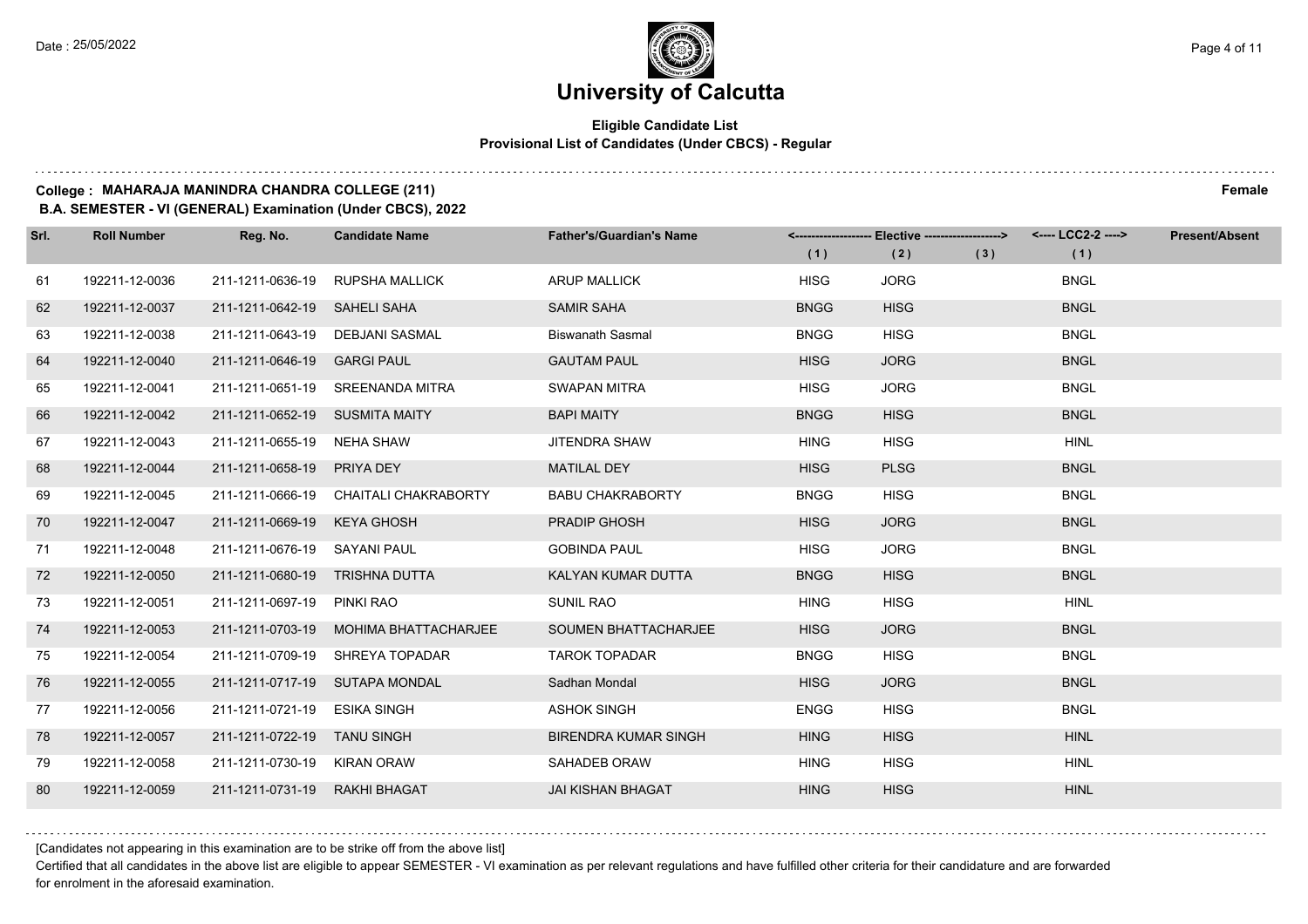# University of Calcutta

**Eligible Candidate List**
**Provisional List of Candidates (Under CBCS) - Regular**

**College : MAHARAJA MANINDRA CHANDRA COLLEGE (211)** **Female**
**B.A. SEMESTER - VI (GENERAL) Examination (Under CBCS), 2022**

| Srl. | Roll Number | Reg. No. | Candidate Name | Father's/Guardian's Name | Elective (1) | Elective (2) | Elective (3) | LCC2-2 (1) | Present/Absent |
|---|---|---|---|---|---|---|---|---|---|
| 61 | 192211-12-0036 | 211-1211-0636-19 | RUPSHA MALLICK | ARUP MALLICK | HISG | JORG | | BNGL | |
| 62 | 192211-12-0037 | 211-1211-0642-19 | SAHELI SAHA | SAMIR SAHA | BNGG | HISG | | BNGL | |
| 63 | 192211-12-0038 | 211-1211-0643-19 | DEBJANI SASMAL | Biswanath Sasmal | BNGG | HISG | | BNGL | |
| 64 | 192211-12-0040 | 211-1211-0646-19 | GARGI PAUL | GAUTAM PAUL | HISG | JORG | | BNGL | |
| 65 | 192211-12-0041 | 211-1211-0651-19 | SREENANDA MITRA | SWAPAN MITRA | HISG | JORG | | BNGL | |
| 66 | 192211-12-0042 | 211-1211-0652-19 | SUSMITA MAITY | BAPI MAITY | BNGG | HISG | | BNGL | |
| 67 | 192211-12-0043 | 211-1211-0655-19 | NEHA SHAW | JITENDRA SHAW | HING | HISG | | HINL | |
| 68 | 192211-12-0044 | 211-1211-0658-19 | PRIYA DEY | MATILAL DEY | HISG | PLSG | | BNGL | |
| 69 | 192211-12-0045 | 211-1211-0666-19 | CHAITALI CHAKRABORTY | BABU CHAKRABORTY | BNGG | HISG | | BNGL | |
| 70 | 192211-12-0047 | 211-1211-0669-19 | KEYA GHOSH | PRADIP GHOSH | HISG | JORG | | BNGL | |
| 71 | 192211-12-0048 | 211-1211-0676-19 | SAYANI PAUL | GOBINDA PAUL | HISG | JORG | | BNGL | |
| 72 | 192211-12-0050 | 211-1211-0680-19 | TRISHNA DUTTA | KALYAN KUMAR DUTTA | BNGG | HISG | | BNGL | |
| 73 | 192211-12-0051 | 211-1211-0697-19 | PINKI RAO | SUNIL RAO | HING | HISG | | HINL | |
| 74 | 192211-12-0053 | 211-1211-0703-19 | MOHIMA BHATTACHARJEE | SOUMEN BHATTACHARJEE | HISG | JORG | | BNGL | |
| 75 | 192211-12-0054 | 211-1211-0709-19 | SHREYA TOPADAR | TAROK TOPADAR | BNGG | HISG | | BNGL | |
| 76 | 192211-12-0055 | 211-1211-0717-19 | SUTAPA MONDAL | Sadhan Mondal | HISG | JORG | | BNGL | |
| 77 | 192211-12-0056 | 211-1211-0721-19 | ESIKA SINGH | ASHOK SINGH | ENGG | HISG | | BNGL | |
| 78 | 192211-12-0057 | 211-1211-0722-19 | TANU SINGH | BIRENDRA KUMAR SINGH | HING | HISG | | HINL | |
| 79 | 192211-12-0058 | 211-1211-0730-19 | KIRAN ORAW | SAHADEB ORAW | HING | HISG | | HINL | |
| 80 | 192211-12-0059 | 211-1211-0731-19 | RAKHI BHAGAT | JAI KISHAN BHAGAT | HING | HISG | | HINL | |

[Candidates not appearing in this examination are to be strike off from the above list]

Certified that all candidates in the above list are eligible to appear SEMESTER - VI examination as per relevant regulations and have fulfilled other criteria for their candidature and are forwarded for enrolment in the aforesaid examination.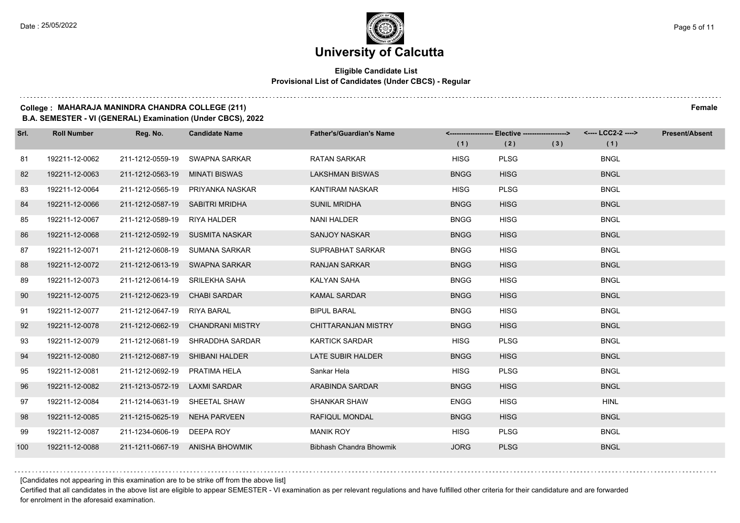# University of Calcutta

**Eligible Candidate List**
**Provisional List of Candidates (Under CBCS) - Regular**

**College : MAHARAJA MANINDRA CHANDRA COLLEGE (211)** **Female**

**B.A. SEMESTER - VI (GENERAL) Examination (Under CBCS), 2022**

| Srl. | Roll Number | Reg. No. | Candidate Name | Father's/Guardian's Name | <------------------ Elective ------------------> | | | <---- LCC2-2 ----> | Present/Absent |
|---|---|---|---|---|---|---|---|---|---|
| | | | | | (1) | (2) | (3) | (1) | |
| 81 | 192211-12-0062 | 211-1212-0559-19 | SWAPNA SARKAR | RATAN SARKAR | HISG | PLSG | | BNGL | |
| 82 | 192211-12-0063 | 211-1212-0563-19 | MINATI BISWAS | LAKSHMAN BISWAS | BNGG | HISG | | BNGL | |
| 83 | 192211-12-0064 | 211-1212-0565-19 | PRIYANKA NASKAR | KANTIRAM NASKAR | HISG | PLSG | | BNGL | |
| 84 | 192211-12-0066 | 211-1212-0587-19 | SABITRI MRIDHA | SUNIL MRIDHA | BNGG | HISG | | BNGL | |
| 85 | 192211-12-0067 | 211-1212-0589-19 | RIYA HALDER | NANI HALDER | BNGG | HISG | | BNGL | |
| 86 | 192211-12-0068 | 211-1212-0592-19 | SUSMITA NASKAR | SANJOY NASKAR | BNGG | HISG | | BNGL | |
| 87 | 192211-12-0071 | 211-1212-0608-19 | SUMANA SARKAR | SUPRABHAT SARKAR | BNGG | HISG | | BNGL | |
| 88 | 192211-12-0072 | 211-1212-0613-19 | SWAPNA SARKAR | RANJAN SARKAR | BNGG | HISG | | BNGL | |
| 89 | 192211-12-0073 | 211-1212-0614-19 | SRILEKHA SAHA | KALYAN SAHA | BNGG | HISG | | BNGL | |
| 90 | 192211-12-0075 | 211-1212-0623-19 | CHABI SARDAR | KAMAL SARDAR | BNGG | HISG | | BNGL | |
| 91 | 192211-12-0077 | 211-1212-0647-19 | RIYA BARAL | BIPUL BARAL | BNGG | HISG | | BNGL | |
| 92 | 192211-12-0078 | 211-1212-0662-19 | CHANDRANI MISTRY | CHITTARANJAN MISTRY | BNGG | HISG | | BNGL | |
| 93 | 192211-12-0079 | 211-1212-0681-19 | SHRADDHA SARDAR | KARTICK SARDAR | HISG | PLSG | | BNGL | |
| 94 | 192211-12-0080 | 211-1212-0687-19 | SHIBANI HALDER | LATE SUBIR HALDER | BNGG | HISG | | BNGL | |
| 95 | 192211-12-0081 | 211-1212-0692-19 | PRATIMA HELA | Sankar Hela | HISG | PLSG | | BNGL | |
| 96 | 192211-12-0082 | 211-1213-0572-19 | LAXMI SARDAR | ARABINDA SARDAR | BNGG | HISG | | BNGL | |
| 97 | 192211-12-0084 | 211-1214-0631-19 | SHEETAL SHAW | SHANKAR SHAW | ENGG | HISG | | HINL | |
| 98 | 192211-12-0085 | 211-1215-0625-19 | NEHA PARVEEN | RAFIQUL MONDAL | BNGG | HISG | | BNGL | |
| 99 | 192211-12-0087 | 211-1234-0606-19 | DEEPA ROY | MANIK ROY | HISG | PLSG | | BNGL | |
| 100 | 192211-12-0088 | 211-1211-0667-19 | ANISHA BHOWMIK | Bibhash Chandra Bhowmik | JORG | PLSG | | BNGL | |

[Candidates not appearing in this examination are to be strike off from the above list]

Certified that all candidates in the above list are eligible to appear SEMESTER - VI examination as per relevant regulations and have fulfilled other criteria for their candidature and are forwarded for enrolment in the aforesaid examination.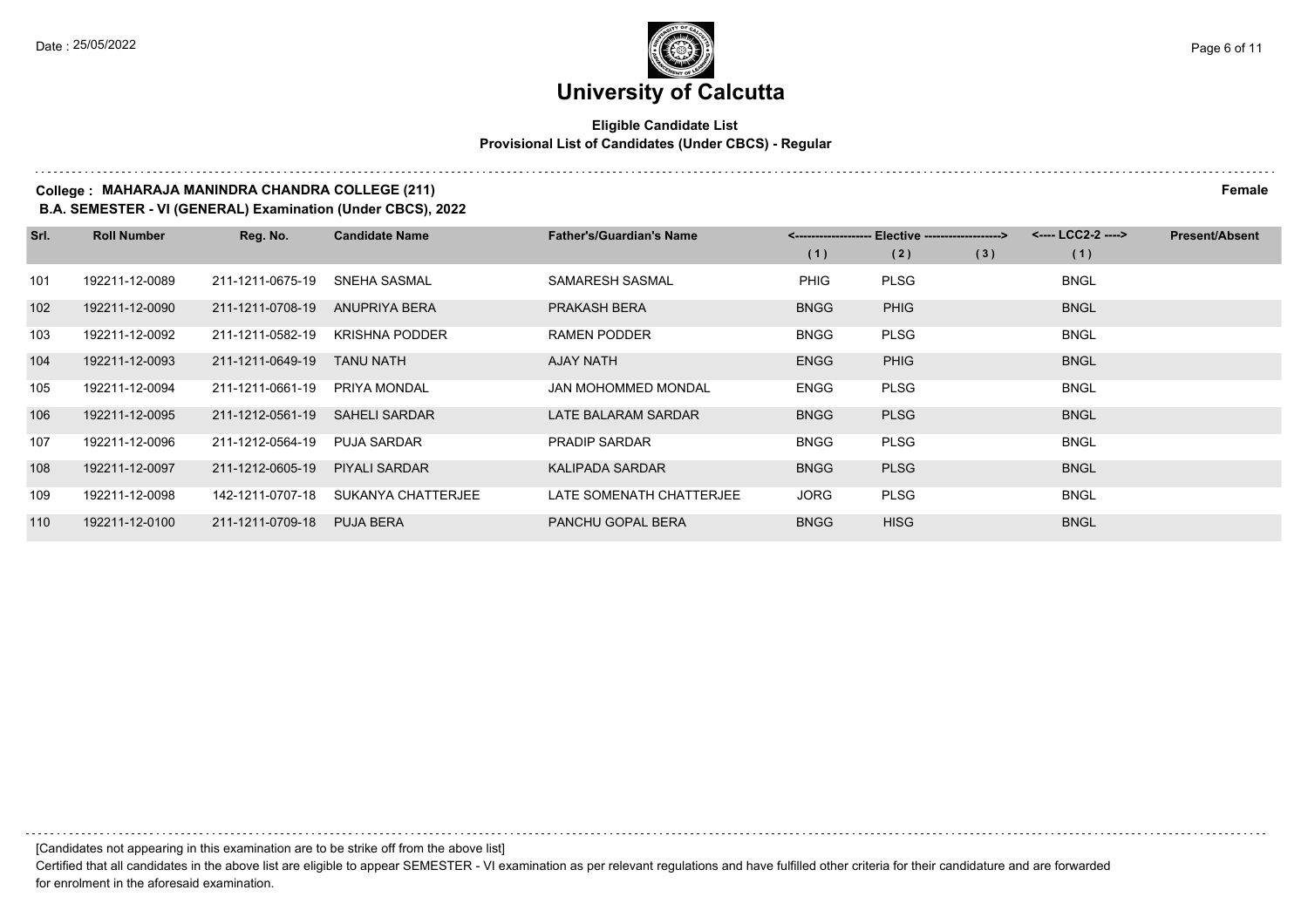# University of Calcutta

**Eligible Candidate List**
**Provisional List of Candidates (Under CBCS) - Regular**

**College : MAHARAJA MANINDRA CHANDRA COLLEGE (211)** **Female**

**B.A. SEMESTER - VI (GENERAL) Examination (Under CBCS), 2022**

| Srl. | Roll Number | Reg. No. | Candidate Name | Father's/Guardian's Name | Elective (1) | Elective (2) | Elective (3) | LCC2-2 (1) | Present/Absent |
|---|---|---|---|---|---|---|---|---|---|
| 101 | 192211-12-0089 | 211-1211-0675-19 | SNEHA SASMAL | SAMARESH SASMAL | PHIG | PLSG | | BNGL | |
| 102 | 192211-12-0090 | 211-1211-0708-19 | ANUPRIYA BERA | PRAKASH BERA | BNGG | PHIG | | BNGL | |
| 103 | 192211-12-0092 | 211-1211-0582-19 | KRISHNA PODDER | RAMEN PODDER | BNGG | PLSG | | BNGL | |
| 104 | 192211-12-0093 | 211-1211-0649-19 | TANU NATH | AJAY NATH | ENGG | PHIG | | BNGL | |
| 105 | 192211-12-0094 | 211-1211-0661-19 | PRIYA MONDAL | JAN MOHOMMED MONDAL | ENGG | PLSG | | BNGL | |
| 106 | 192211-12-0095 | 211-1212-0561-19 | SAHELI SARDAR | LATE BALARAM SARDAR | BNGG | PLSG | | BNGL | |
| 107 | 192211-12-0096 | 211-1212-0564-19 | PUJA SARDAR | PRADIP SARDAR | BNGG | PLSG | | BNGL | |
| 108 | 192211-12-0097 | 211-1212-0605-19 | PIYALI SARDAR | KALIPADA SARDAR | BNGG | PLSG | | BNGL | |
| 109 | 192211-12-0098 | 142-1211-0707-18 | SUKANYA CHATTERJEE | LATE SOMENATH CHATTERJEE | JORG | PLSG | | BNGL | |
| 110 | 192211-12-0100 | 211-1211-0709-18 | PUJA BERA | PANCHU GOPAL BERA | BNGG | HISG | | BNGL | |

[Candidates not appearing in this examination are to be strike off from the above list]

Certified that all candidates in the above list are eligible to appear SEMESTER - VI examination as per relevant regulations and have fulfilled other criteria for their candidature and are forwarded for enrolment in the aforesaid examination.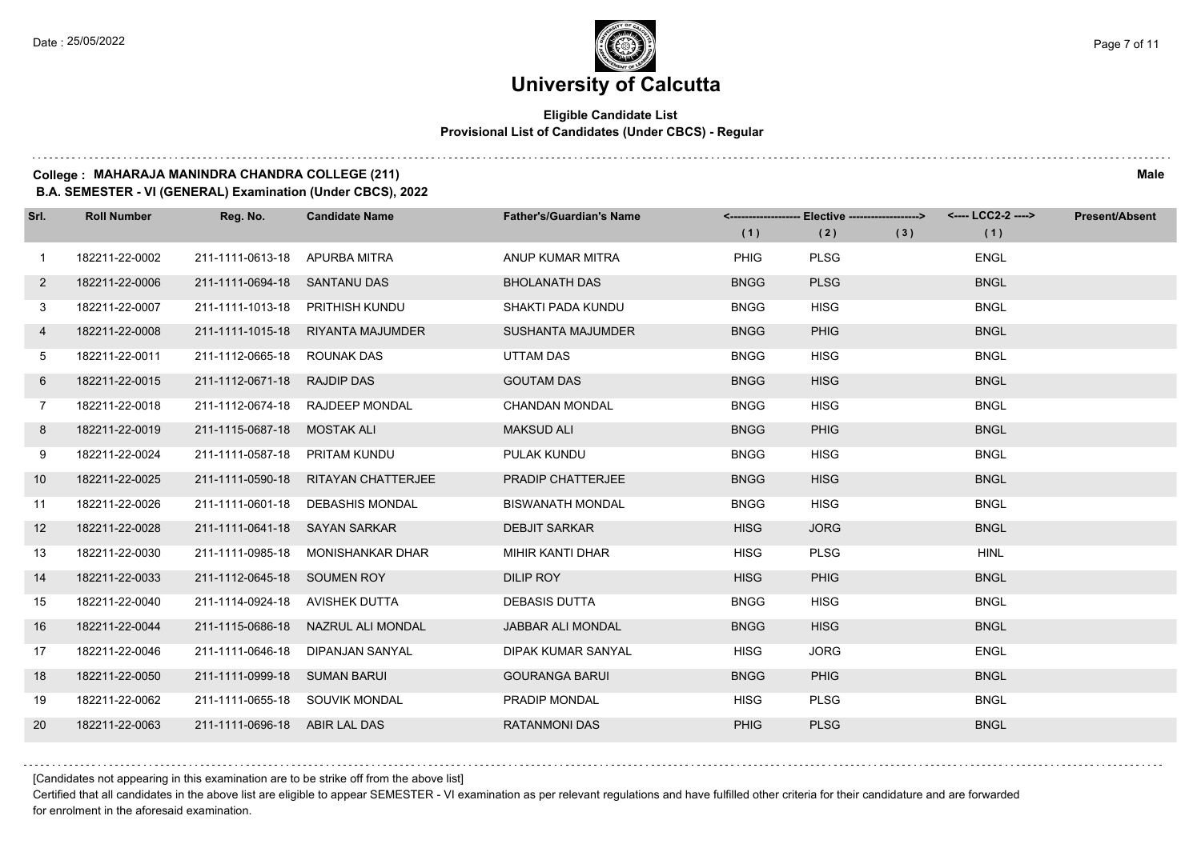# University of Calcutta

**Eligible Candidate List**
**Provisional List of Candidates (Under CBCS) - Regular**

**College : MAHARAJA MANINDRA CHANDRA COLLEGE (211)** — **Male**

**B.A. SEMESTER - VI (GENERAL) Examination (Under CBCS), 2022**

| Srl. | Roll Number | Reg. No. | Candidate Name | Father's/Guardian's Name | Elective (1) | Elective (2) | Elective (3) | LCC2-2 (1) | Present/Absent |
|---|---|---|---|---|---|---|---|---|---|
| 1 | 182211-22-0002 | 211-1111-0613-18 | APURBA MITRA | ANUP KUMAR MITRA | PHIG | PLSG | | ENGL | |
| 2 | 182211-22-0006 | 211-1111-0694-18 | SANTANU DAS | BHOLANATH DAS | BNGG | PLSG | | BNGL | |
| 3 | 182211-22-0007 | 211-1111-1013-18 | PRITHISH KUNDU | SHAKTI PADA KUNDU | BNGG | HISG | | BNGL | |
| 4 | 182211-22-0008 | 211-1111-1015-18 | RIYANTA MAJUMDER | SUSHANTA MAJUMDER | BNGG | PHIG | | BNGL | |
| 5 | 182211-22-0011 | 211-1112-0665-18 | ROUNAK DAS | UTTAM DAS | BNGG | HISG | | BNGL | |
| 6 | 182211-22-0015 | 211-1112-0671-18 | RAJDIP DAS | GOUTAM DAS | BNGG | HISG | | BNGL | |
| 7 | 182211-22-0018 | 211-1112-0674-18 | RAJDEEP MONDAL | CHANDAN MONDAL | BNGG | HISG | | BNGL | |
| 8 | 182211-22-0019 | 211-1115-0687-18 | MOSTAK ALI | MAKSUD ALI | BNGG | PHIG | | BNGL | |
| 9 | 182211-22-0024 | 211-1111-0587-18 | PRITAM KUNDU | PULAK KUNDU | BNGG | HISG | | BNGL | |
| 10 | 182211-22-0025 | 211-1111-0590-18 | RITAYAN CHATTERJEE | PRADIP CHATTERJEE | BNGG | HISG | | BNGL | |
| 11 | 182211-22-0026 | 211-1111-0601-18 | DEBASHIS MONDAL | BISWANATH MONDAL | BNGG | HISG | | BNGL | |
| 12 | 182211-22-0028 | 211-1111-0641-18 | SAYAN SARKAR | DEBJIT SARKAR | HISG | JORG | | BNGL | |
| 13 | 182211-22-0030 | 211-1111-0985-18 | MONISHANKAR DHAR | MIHIR KANTI DHAR | HISG | PLSG | | HINL | |
| 14 | 182211-22-0033 | 211-1112-0645-18 | SOUMEN ROY | DILIP ROY | HISG | PHIG | | BNGL | |
| 15 | 182211-22-0040 | 211-1114-0924-18 | AVISHEK DUTTA | DEBASIS DUTTA | BNGG | HISG | | BNGL | |
| 16 | 182211-22-0044 | 211-1115-0686-18 | NAZRUL ALI MONDAL | JABBAR ALI MONDAL | BNGG | HISG | | BNGL | |
| 17 | 182211-22-0046 | 211-1111-0646-18 | DIPANJAN SANYAL | DIPAK KUMAR SANYAL | HISG | JORG | | ENGL | |
| 18 | 182211-22-0050 | 211-1111-0999-18 | SUMAN BARUI | GOURANGA BARUI | BNGG | PHIG | | BNGL | |
| 19 | 182211-22-0062 | 211-1111-0655-18 | SOUVIK MONDAL | PRADIP MONDAL | HISG | PLSG | | BNGL | |
| 20 | 182211-22-0063 | 211-1111-0696-18 | ABIR LAL DAS | RATANMONI DAS | PHIG | PLSG | | BNGL | |

[Candidates not appearing in this examination are to be strike off from the above list]

Certified that all candidates in the above list are eligible to appear SEMESTER - VI examination as per relevant regulations and have fulfilled other criteria for their candidature and are forwarded for enrolment in the aforesaid examination.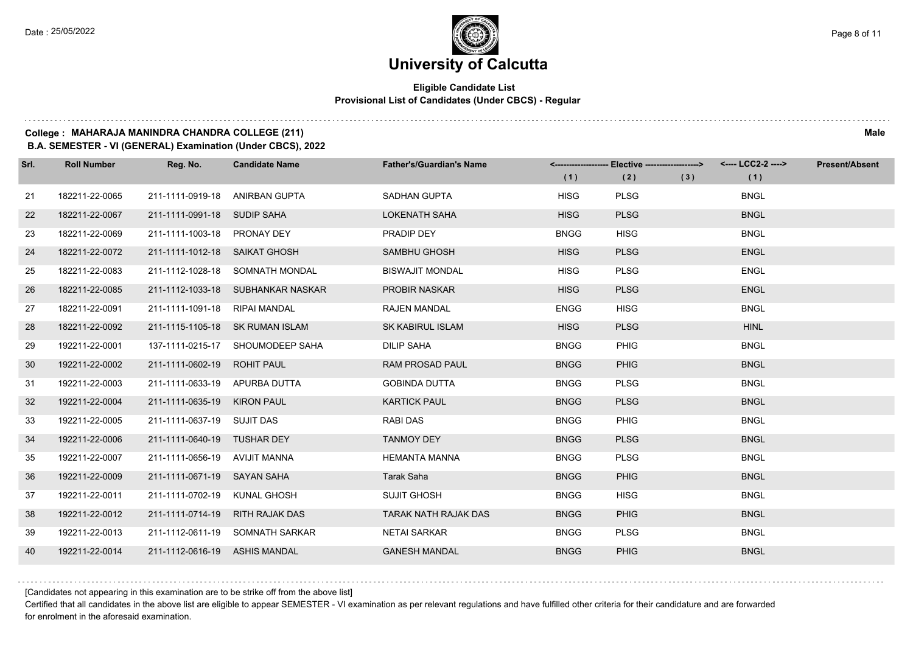# University of Calcutta

**Eligible Candidate List**
**Provisional List of Candidates (Under CBCS) - Regular**

**College : MAHARAJA MANINDRA CHANDRA COLLEGE (211)** **Male**
**B.A. SEMESTER - VI (GENERAL) Examination (Under CBCS), 2022**

| Srl. | Roll Number | Reg. No. | Candidate Name | Father's/Guardian's Name | Elective (1) | Elective (2) | Elective (3) | LCC2-2 (1) | Present/Absent |
|---|---|---|---|---|---|---|---|---|---|
| 21 | 182211-22-0065 | 211-1111-0919-18 | ANIRBAN GUPTA | SADHAN GUPTA | HISG | PLSG | | BNGL | |
| 22 | 182211-22-0067 | 211-1111-0991-18 | SUDIP SAHA | LOKENATH SAHA | HISG | PLSG | | BNGL | |
| 23 | 182211-22-0069 | 211-1111-1003-18 | PRONAY DEY | PRADIP DEY | BNGG | HISG | | BNGL | |
| 24 | 182211-22-0072 | 211-1111-1012-18 | SAIKAT GHOSH | SAMBHU GHOSH | HISG | PLSG | | ENGL | |
| 25 | 182211-22-0083 | 211-1112-1028-18 | SOMNATH MONDAL | BISWAJIT MONDAL | HISG | PLSG | | ENGL | |
| 26 | 182211-22-0085 | 211-1112-1033-18 | SUBHANKAR NASKAR | PROBIR NASKAR | HISG | PLSG | | ENGL | |
| 27 | 182211-22-0091 | 211-1111-1091-18 | RIPAI MANDAL | RAJEN MANDAL | ENGG | HISG | | BNGL | |
| 28 | 182211-22-0092 | 211-1115-1105-18 | SK RUMAN ISLAM | SK KABIRUL ISLAM | HISG | PLSG | | HINL | |
| 29 | 192211-22-0001 | 137-1111-0215-17 | SHOUMODEEP SAHA | DILIP SAHA | BNGG | PHIG | | BNGL | |
| 30 | 192211-22-0002 | 211-1111-0602-19 | ROHIT PAUL | RAM PROSAD PAUL | BNGG | PHIG | | BNGL | |
| 31 | 192211-22-0003 | 211-1111-0633-19 | APURBA DUTTA | GOBINDA DUTTA | BNGG | PLSG | | BNGL | |
| 32 | 192211-22-0004 | 211-1111-0635-19 | KIRON PAUL | KARTICK PAUL | BNGG | PLSG | | BNGL | |
| 33 | 192211-22-0005 | 211-1111-0637-19 | SUJIT DAS | RABI DAS | BNGG | PHIG | | BNGL | |
| 34 | 192211-22-0006 | 211-1111-0640-19 | TUSHAR DEY | TANMOY DEY | BNGG | PLSG | | BNGL | |
| 35 | 192211-22-0007 | 211-1111-0656-19 | AVIJIT MANNA | HEMANTA MANNA | BNGG | PLSG | | BNGL | |
| 36 | 192211-22-0009 | 211-1111-0671-19 | SAYAN SAHA | Tarak Saha | BNGG | PHIG | | BNGL | |
| 37 | 192211-22-0011 | 211-1111-0702-19 | KUNAL GHOSH | SUJIT GHOSH | BNGG | HISG | | BNGL | |
| 38 | 192211-22-0012 | 211-1111-0714-19 | RITH RAJAK DAS | TARAK NATH RAJAK DAS | BNGG | PHIG | | BNGL | |
| 39 | 192211-22-0013 | 211-1112-0611-19 | SOMNATH SARKAR | NETAI SARKAR | BNGG | PLSG | | BNGL | |
| 40 | 192211-22-0014 | 211-1112-0616-19 | ASHIS MANDAL | GANESH MANDAL | BNGG | PHIG | | BNGL | |

[Candidates not appearing in this examination are to be strike off from the above list]

Certified that all candidates in the above list are eligible to appear SEMESTER - VI examination as per relevant regulations and have fulfilled other criteria for their candidature and are forwarded for enrolment in the aforesaid examination.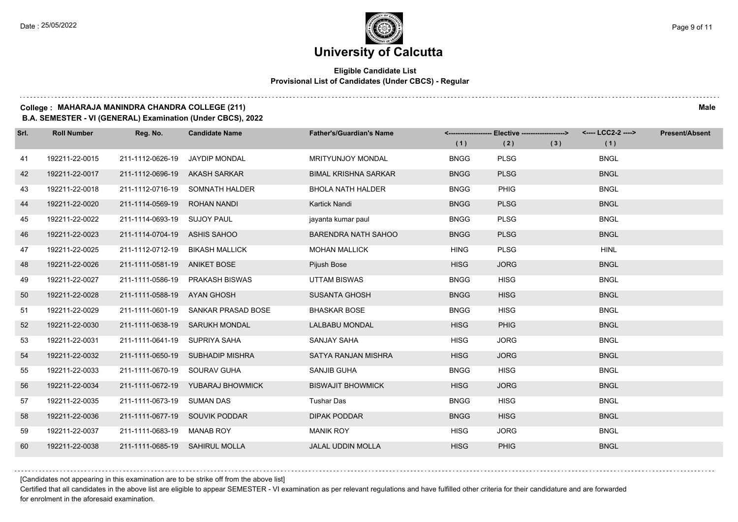# University of Calcutta

**Eligible Candidate List**
**Provisional List of Candidates (Under CBCS) - Regular**

**College : MAHARAJA MANINDRA CHANDRA COLLEGE (211)** **Male**
**B.A. SEMESTER - VI (GENERAL) Examination (Under CBCS), 2022**

| Srl. | Roll Number | Reg. No. | Candidate Name | Father's/Guardian's Name | Elective (1) | Elective (2) | Elective (3) | LCC2-2 (1) | Present/Absent |
|---|---|---|---|---|---|---|---|---|---|
| 41 | 192211-22-0015 | 211-1112-0626-19 | JAYDIP MONDAL | MRITYUNJOY MONDAL | BNGG | PLSG | | BNGL | |
| 42 | 192211-22-0017 | 211-1112-0696-19 | AKASH SARKAR | BIMAL KRISHNA SARKAR | BNGG | PLSG | | BNGL | |
| 43 | 192211-22-0018 | 211-1112-0716-19 | SOMNATH HALDER | BHOLA NATH HALDER | BNGG | PHIG | | BNGL | |
| 44 | 192211-22-0020 | 211-1114-0569-19 | ROHAN NANDI | Kartick Nandi | BNGG | PLSG | | BNGL | |
| 45 | 192211-22-0022 | 211-1114-0693-19 | SUJOY PAUL | jayanta kumar paul | BNGG | PLSG | | BNGL | |
| 46 | 192211-22-0023 | 211-1114-0704-19 | ASHIS SAHOO | BARENDRA NATH SAHOO | BNGG | PLSG | | BNGL | |
| 47 | 192211-22-0025 | 211-1112-0712-19 | BIKASH MALLICK | MOHAN MALLICK | HING | PLSG | | HINL | |
| 48 | 192211-22-0026 | 211-1111-0581-19 | ANIKET BOSE | Pijush Bose | HISG | JORG | | BNGL | |
| 49 | 192211-22-0027 | 211-1111-0586-19 | PRAKASH BISWAS | UTTAM BISWAS | BNGG | HISG | | BNGL | |
| 50 | 192211-22-0028 | 211-1111-0588-19 | AYAN GHOSH | SUSANTA GHOSH | BNGG | HISG | | BNGL | |
| 51 | 192211-22-0029 | 211-1111-0601-19 | SANKAR PRASAD BOSE | BHASKAR BOSE | BNGG | HISG | | BNGL | |
| 52 | 192211-22-0030 | 211-1111-0638-19 | SARUKH MONDAL | LALBABU MONDAL | HISG | PHIG | | BNGL | |
| 53 | 192211-22-0031 | 211-1111-0641-19 | SUPRIYA SAHA | SANJAY SAHA | HISG | JORG | | BNGL | |
| 54 | 192211-22-0032 | 211-1111-0650-19 | SUBHADIP MISHRA | SATYA RANJAN MISHRA | HISG | JORG | | BNGL | |
| 55 | 192211-22-0033 | 211-1111-0670-19 | SOURAV GUHA | SANJIB GUHA | BNGG | HISG | | BNGL | |
| 56 | 192211-22-0034 | 211-1111-0672-19 | YUBARAJ BHOWMICK | BISWAJIT BHOWMICK | HISG | JORG | | BNGL | |
| 57 | 192211-22-0035 | 211-1111-0673-19 | SUMAN DAS | Tushar Das | BNGG | HISG | | BNGL | |
| 58 | 192211-22-0036 | 211-1111-0677-19 | SOUVIK PODDAR | DIPAK PODDAR | BNGG | HISG | | BNGL | |
| 59 | 192211-22-0037 | 211-1111-0683-19 | MANAB ROY | MANIK ROY | HISG | JORG | | BNGL | |
| 60 | 192211-22-0038 | 211-1111-0685-19 | SAHIRUL MOLLA | JALAL UDDIN MOLLA | HISG | PHIG | | BNGL | |

[Candidates not appearing in this examination are to be strike off from the above list]

Certified that all candidates in the above list are eligible to appear SEMESTER - VI examination as per relevant regulations and have fulfilled other criteria for their candidature and are forwarded for enrolment in the aforesaid examination.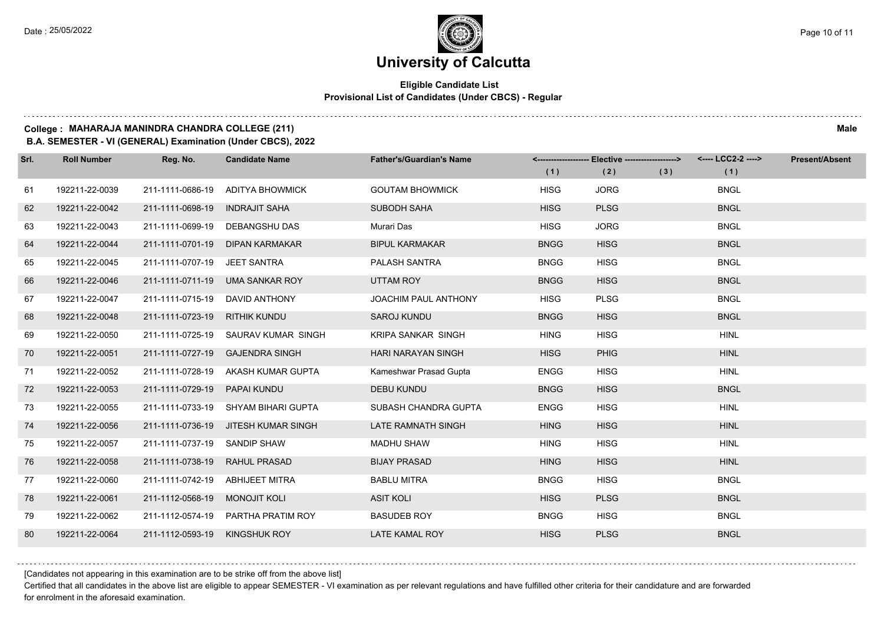# University of Calcutta

**Eligible Candidate List**
**Provisional List of Candidates (Under CBCS) - Regular**

**College : MAHARAJA MANINDRA CHANDRA COLLEGE (211)** **Male**

**B.A. SEMESTER - VI (GENERAL) Examination (Under CBCS), 2022**

| Srl. | Roll Number | Reg. No. | Candidate Name | Father's/Guardian's Name | Elective (1) | Elective (2) | Elective (3) | LCC2-2 (1) | Present/Absent |
|---|---|---|---|---|---|---|---|---|---|
| 61 | 192211-22-0039 | 211-1111-0686-19 | ADITYA BHOWMICK | GOUTAM BHOWMICK | HISG | JORG | | BNGL | |
| 62 | 192211-22-0042 | 211-1111-0698-19 | INDRAJIT SAHA | SUBODH SAHA | HISG | PLSG | | BNGL | |
| 63 | 192211-22-0043 | 211-1111-0699-19 | DEBANGSHU DAS | Murari Das | HISG | JORG | | BNGL | |
| 64 | 192211-22-0044 | 211-1111-0701-19 | DIPAN KARMAKAR | BIPUL KARMAKAR | BNGG | HISG | | BNGL | |
| 65 | 192211-22-0045 | 211-1111-0707-19 | JEET SANTRA | PALASH SANTRA | BNGG | HISG | | BNGL | |
| 66 | 192211-22-0046 | 211-1111-0711-19 | UMA SANKAR ROY | UTTAM ROY | BNGG | HISG | | BNGL | |
| 67 | 192211-22-0047 | 211-1111-0715-19 | DAVID ANTHONY | JOACHIM PAUL ANTHONY | HISG | PLSG | | BNGL | |
| 68 | 192211-22-0048 | 211-1111-0723-19 | RITHIK KUNDU | SAROJ KUNDU | BNGG | HISG | | BNGL | |
| 69 | 192211-22-0050 | 211-1111-0725-19 | SAURAV KUMAR SINGH | KRIPA SANKAR SINGH | HING | HISG | | HINL | |
| 70 | 192211-22-0051 | 211-1111-0727-19 | GAJENDRA SINGH | HARI NARAYAN SINGH | HISG | PHIG | | HINL | |
| 71 | 192211-22-0052 | 211-1111-0728-19 | AKASH KUMAR GUPTA | Kameshwar Prasad Gupta | ENGG | HISG | | HINL | |
| 72 | 192211-22-0053 | 211-1111-0729-19 | PAPAI KUNDU | DEBU KUNDU | BNGG | HISG | | BNGL | |
| 73 | 192211-22-0055 | 211-1111-0733-19 | SHYAM BIHARI GUPTA | SUBASH CHANDRA GUPTA | ENGG | HISG | | HINL | |
| 74 | 192211-22-0056 | 211-1111-0736-19 | JITESH KUMAR SINGH | LATE RAMNATH SINGH | HING | HISG | | HINL | |
| 75 | 192211-22-0057 | 211-1111-0737-19 | SANDIP SHAW | MADHU SHAW | HING | HISG | | HINL | |
| 76 | 192211-22-0058 | 211-1111-0738-19 | RAHUL PRASAD | BIJAY PRASAD | HING | HISG | | HINL | |
| 77 | 192211-22-0060 | 211-1111-0742-19 | ABHIJEET MITRA | BABLU MITRA | BNGG | HISG | | BNGL | |
| 78 | 192211-22-0061 | 211-1112-0568-19 | MONOJIT KOLI | ASIT KOLI | HISG | PLSG | | BNGL | |
| 79 | 192211-22-0062 | 211-1112-0574-19 | PARTHA PRATIM ROY | BASUDEB ROY | BNGG | HISG | | BNGL | |
| 80 | 192211-22-0064 | 211-1112-0593-19 | KINGSHUK ROY | LATE KAMAL ROY | HISG | PLSG | | BNGL | |

[Candidates not appearing in this examination are to be strike off from the above list]

Certified that all candidates in the above list are eligible to appear SEMESTER - VI examination as per relevant regulations and have fulfilled other criteria for their candidature and are forwarded for enrolment in the aforesaid examination.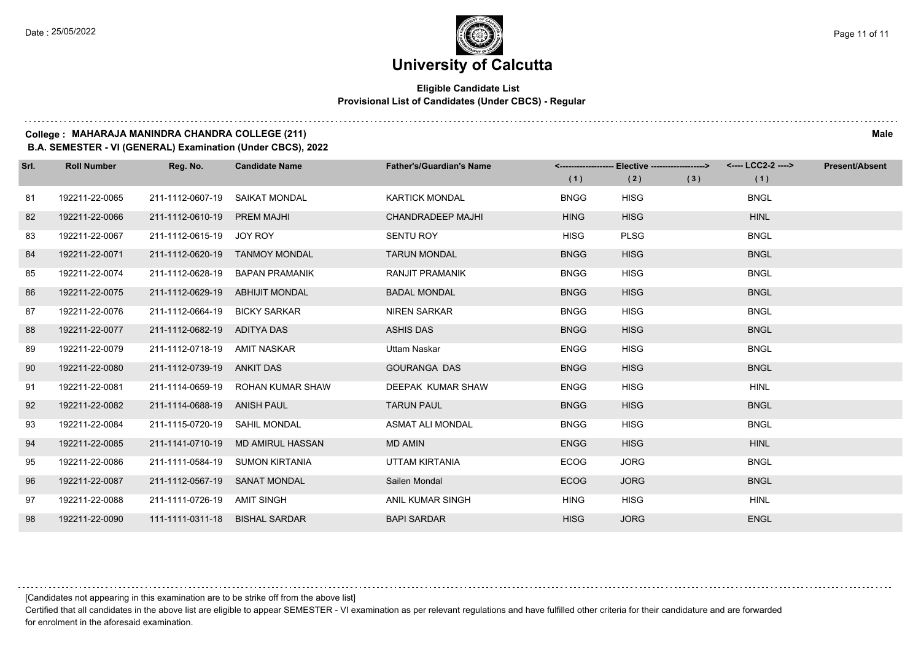# University of Calcutta

**Eligible Candidate List**
**Provisional List of Candidates (Under CBCS) - Regular**

**College : MAHARAJA MANINDRA CHANDRA COLLEGE (211)** **Male**
**B.A. SEMESTER - VI (GENERAL) Examination (Under CBCS), 2022**

| Srl. | Roll Number | Reg. No. | Candidate Name | Father's/Guardian's Name | Elective (1) | Elective (2) | Elective (3) | LCC2-2 (1) | Present/Absent |
|---|---|---|---|---|---|---|---|---|---|
| 81 | 192211-22-0065 | 211-1112-0607-19 | SAIKAT MONDAL | KARTICK MONDAL | BNGG | HISG | | BNGL | |
| 82 | 192211-22-0066 | 211-1112-0610-19 | PREM MAJHI | CHANDRADEEP MAJHI | HING | HISG | | HINL | |
| 83 | 192211-22-0067 | 211-1112-0615-19 | JOY ROY | SENTU ROY | HISG | PLSG | | BNGL | |
| 84 | 192211-22-0071 | 211-1112-0620-19 | TANMOY MONDAL | TARUN MONDAL | BNGG | HISG | | BNGL | |
| 85 | 192211-22-0074 | 211-1112-0628-19 | BAPAN PRAMANIK | RANJIT PRAMANIK | BNGG | HISG | | BNGL | |
| 86 | 192211-22-0075 | 211-1112-0629-19 | ABHIJIT MONDAL | BADAL MONDAL | BNGG | HISG | | BNGL | |
| 87 | 192211-22-0076 | 211-1112-0664-19 | BICKY SARKAR | NIREN SARKAR | BNGG | HISG | | BNGL | |
| 88 | 192211-22-0077 | 211-1112-0682-19 | ADITYA DAS | ASHIS DAS | BNGG | HISG | | BNGL | |
| 89 | 192211-22-0079 | 211-1112-0718-19 | AMIT NASKAR | Uttam Naskar | ENGG | HISG | | BNGL | |
| 90 | 192211-22-0080 | 211-1112-0739-19 | ANKIT DAS | GOURANGA DAS | BNGG | HISG | | BNGL | |
| 91 | 192211-22-0081 | 211-1114-0659-19 | ROHAN KUMAR SHAW | DEEPAK KUMAR SHAW | ENGG | HISG | | HINL | |
| 92 | 192211-22-0082 | 211-1114-0688-19 | ANISH PAUL | TARUN PAUL | BNGG | HISG | | BNGL | |
| 93 | 192211-22-0084 | 211-1115-0720-19 | SAHIL MONDAL | ASMAT ALI MONDAL | BNGG | HISG | | BNGL | |
| 94 | 192211-22-0085 | 211-1141-0710-19 | MD AMIRUL HASSAN | MD AMIN | ENGG | HISG | | HINL | |
| 95 | 192211-22-0086 | 211-1111-0584-19 | SUMON KIRTANIA | UTTAM KIRTANIA | ECOG | JORG | | BNGL | |
| 96 | 192211-22-0087 | 211-1112-0567-19 | SANAT MONDAL | Sailen Mondal | ECOG | JORG | | BNGL | |
| 97 | 192211-22-0088 | 211-1111-0726-19 | AMIT SINGH | ANIL KUMAR SINGH | HING | HISG | | HINL | |
| 98 | 192211-22-0090 | 111-1111-0311-18 | BISHAL SARDAR | BAPI SARDAR | HISG | JORG | | ENGL | |

[Candidates not appearing in this examination are to be strike off from the above list]

Certified that all candidates in the above list are eligible to appear SEMESTER - VI examination as per relevant regulations and have fulfilled other criteria for their candidature and are forwarded for enrolment in the aforesaid examination.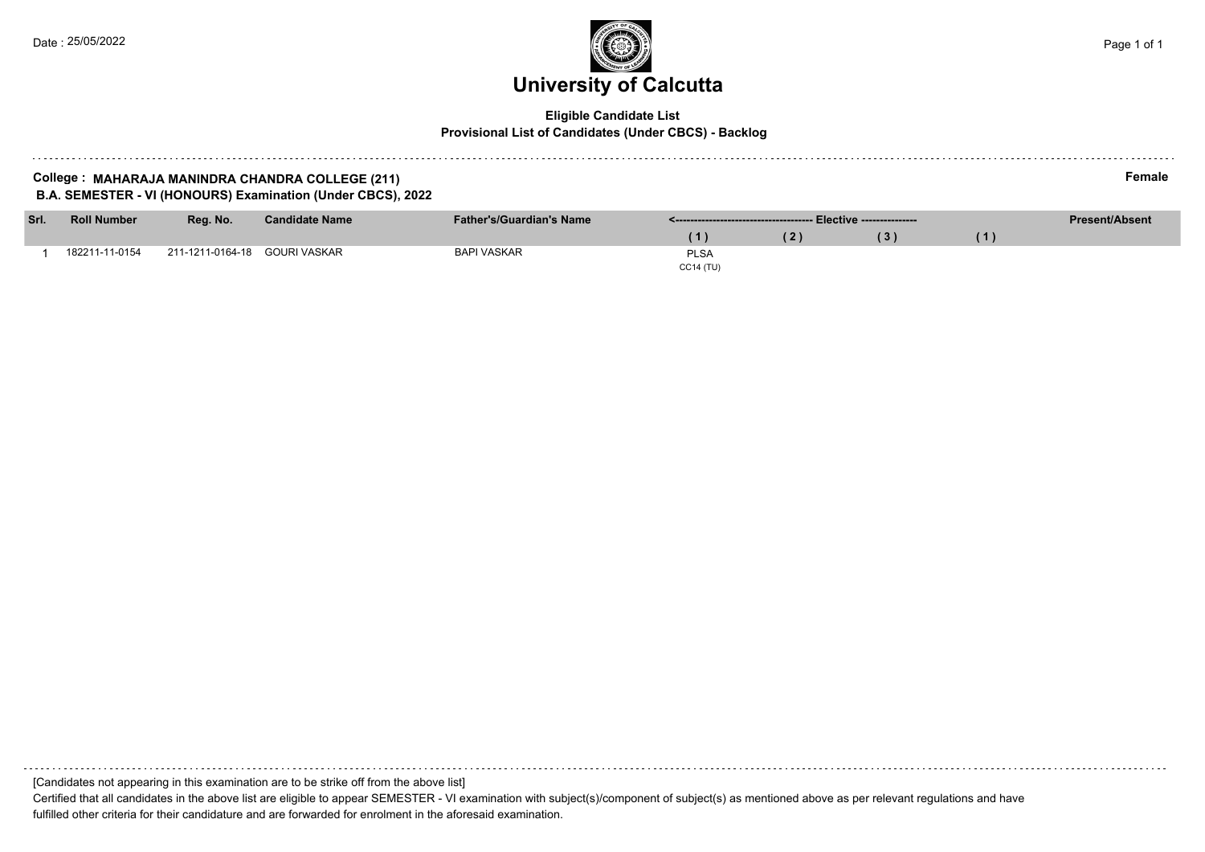# University of Calcutta

**Eligible Candidate List**

**Provisional List of Candidates (Under CBCS) - Backlog**

**College : MAHARAJA MANINDRA CHANDRA COLLEGE (211)** **Female**

**B.A. SEMESTER - VI (HONOURS) Examination (Under CBCS), 2022**

| Srl. | Roll Number | Reg. No. | Candidate Name | Father's/Guardian's Name | <------- Elective ------- | | | | Present/Absent |
|---|---|---|---|---|---|---|---|---|---|
| | | | | | ( 1 ) | ( 2 ) | ( 3 ) | ( 1 ) | |
| 1 | 182211-11-0154 | 211-1211-0164-18 | GOURI VASKAR | BAPI VASKAR | PLSA CC14 (TU) | | | | |

[Candidates not appearing in this examination are to be strike off from the above list]

Certified that all candidates in the above list are eligible to appear SEMESTER - VI examination with subject(s)/component of subject(s) as mentioned above as per relevant regulations and have fulfilled other criteria for their candidature and are forwarded for enrolment in the aforesaid examination.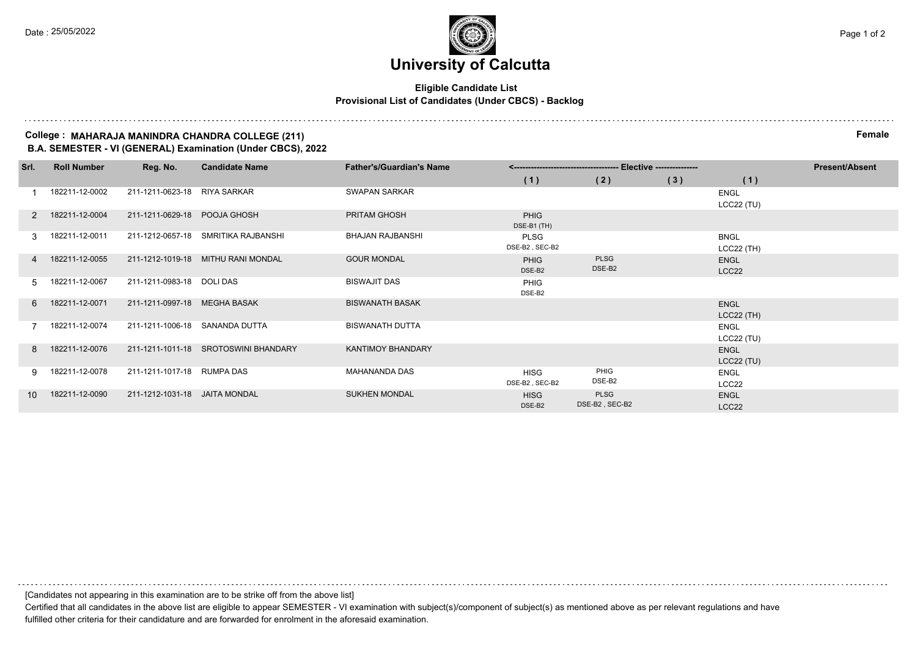# University of Calcutta

**Eligible Candidate List**

**Provisional List of Candidates (Under CBCS) - Backlog**

**College : MAHARAJA MANINDRA CHANDRA COLLEGE (211)** **Female**

**B.A. SEMESTER - VI (GENERAL) Examination (Under CBCS), 2022**

| Srl. | Roll Number | Reg. No. | Candidate Name | Father's/Guardian's Name | Elective (1) | Elective (2) | Elective (3) | (1) | Present/Absent |
|---|---|---|---|---|---|---|---|---|---|
| 1 | 182211-12-0002 | 211-1211-0623-18 | RIYA SARKAR | SWAPAN SARKAR | | | | ENGL LCC22 (TU) | |
| 2 | 182211-12-0004 | 211-1211-0629-18 | POOJA GHOSH | PRITAM GHOSH | PHIG DSE-B1 (TH) | | | | |
| 3 | 182211-12-0011 | 211-1212-0657-18 | SMRITIKA RAJBANSHI | BHAJAN RAJBANSHI | PLSG DSE-B2 , SEC-B2 | | | BNGL LCC22 (TH) | |
| 4 | 182211-12-0055 | 211-1212-1019-18 | MITHU RANI MONDAL | GOUR MONDAL | PHIG DSE-B2 | PLSG DSE-B2 | | ENGL LCC22 | |
| 5 | 182211-12-0067 | 211-1211-0983-18 | DOLI DAS | BISWAJIT DAS | PHIG DSE-B2 | | | | |
| 6 | 182211-12-0071 | 211-1211-0997-18 | MEGHA BASAK | BISWANATH BASAK | | | | ENGL LCC22 (TH) | |
| 7 | 182211-12-0074 | 211-1211-1006-18 | SANANDA DUTTA | BISWANATH DUTTA | | | | ENGL LCC22 (TU) | |
| 8 | 182211-12-0076 | 211-1211-1011-18 | SROTOSWINI BHANDARY | KANTIMOY BHANDARY | | | | ENGL LCC22 (TU) | |
| 9 | 182211-12-0078 | 211-1211-1017-18 | RUMPA DAS | MAHANANDA DAS | HISG DSE-B2 , SEC-B2 | PHIG DSE-B2 | | ENGL LCC22 | |
| 10 | 182211-12-0090 | 211-1212-1031-18 | JAITA MONDAL | SUKHEN MONDAL | HISG DSE-B2 | PLSG DSE-B2 , SEC-B2 | | ENGL LCC22 | |

[Candidates not appearing in this examination are to be strike off from the above list]

Certified that all candidates in the above list are eligible to appear SEMESTER - VI examination with subject(s)/component of subject(s) as mentioned above as per relevant regulations and have fulfilled other criteria for their candidature and are forwarded for enrolment in the aforesaid examination.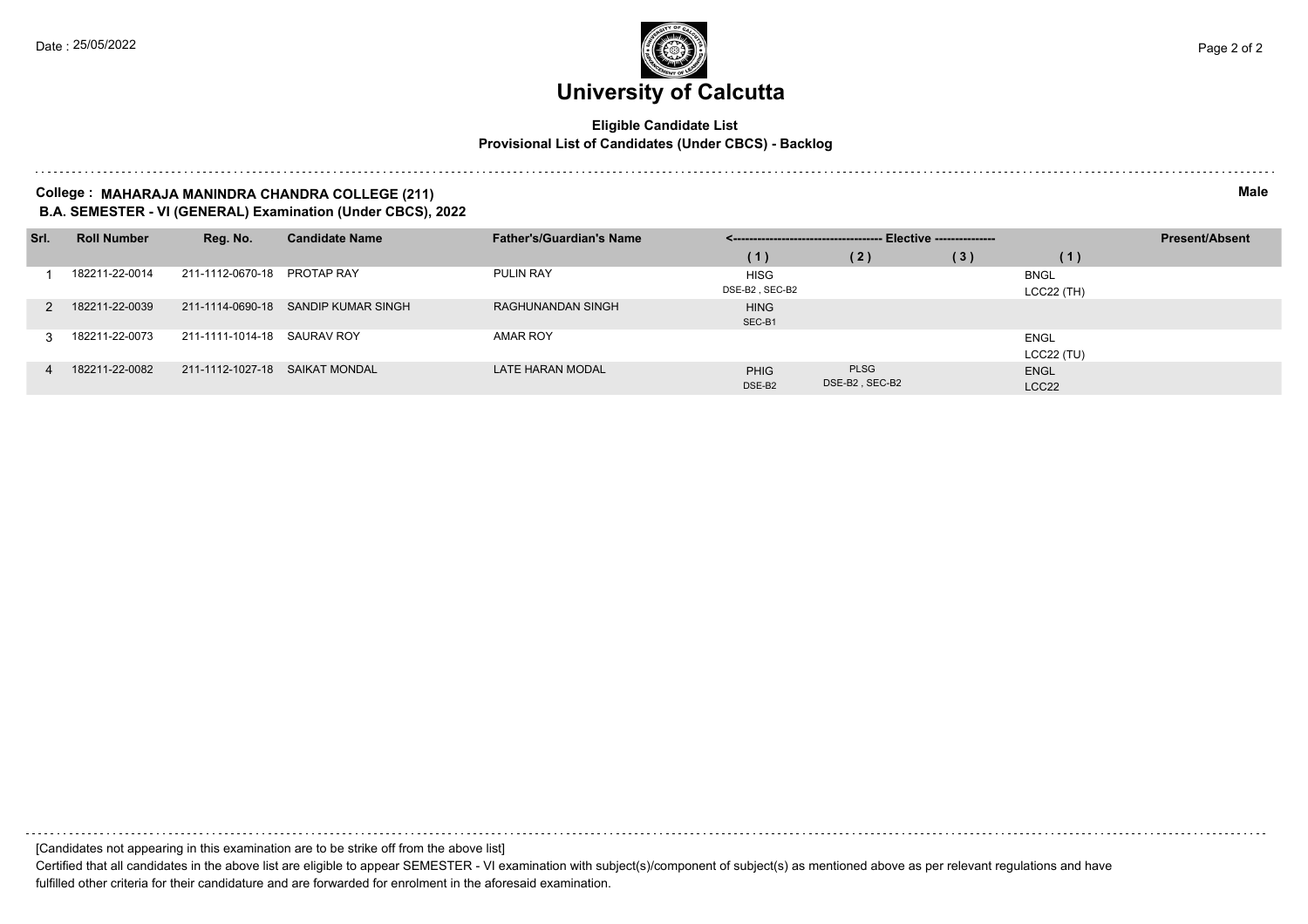# University of Calcutta

**Eligible Candidate List**
**Provisional List of Candidates (Under CBCS) - Backlog**

**College : MAHARAJA MANINDRA CHANDRA COLLEGE (211)** **Male**
**B.A. SEMESTER - VI (GENERAL) Examination (Under CBCS), 2022**

| Srl. | Roll Number | Reg. No. | Candidate Name | Father's/Guardian's Name | <---- Elective ---- | | | | Present/Absent |
|---|---|---|---|---|---|---|---|---|---|
| | | | | | (1) | (2) | (3) | (1) | |
| 1 | 182211-22-0014 | 211-1112-0670-18 | PROTAP RAY | PULIN RAY | HISG DSE-B2 , SEC-B2 | | | BNGL LCC22 (TH) | |
| 2 | 182211-22-0039 | 211-1114-0690-18 | SANDIP KUMAR SINGH | RAGHUNANDAN SINGH | HING SEC-B1 | | | | |
| 3 | 182211-22-0073 | 211-1111-1014-18 | SAURAV ROY | AMAR ROY | | | | ENGL LCC22 (TU) | |
| 4 | 182211-22-0082 | 211-1112-1027-18 | SAIKAT MONDAL | LATE HARAN MODAL | PHIG DSE-B2 | PLSG DSE-B2 , SEC-B2 | | ENGL LCC22 | |

[Candidates not appearing in this examination are to be strike off from the above list]

Certified that all candidates in the above list are eligible to appear SEMESTER - VI examination with subject(s)/component of subject(s) as mentioned above as per relevant regulations and have fulfilled other criteria for their candidature and are forwarded for enrolment in the aforesaid examination.